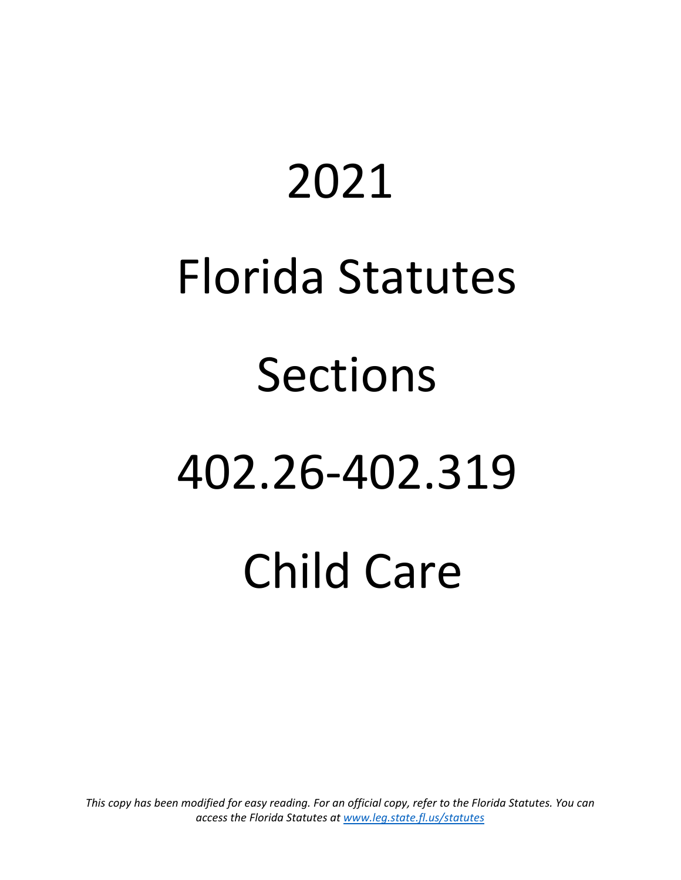# 2021

# Florida Statutes

# Sections

# 402.26-402.319

# Child Care

*This copy has been modified for easy reading. For an official copy, refer to the Florida Statutes. You can access the Florida Statutes at [www.leg.state.fl.us/statutes](www.leg.state.fl.us/statutes)*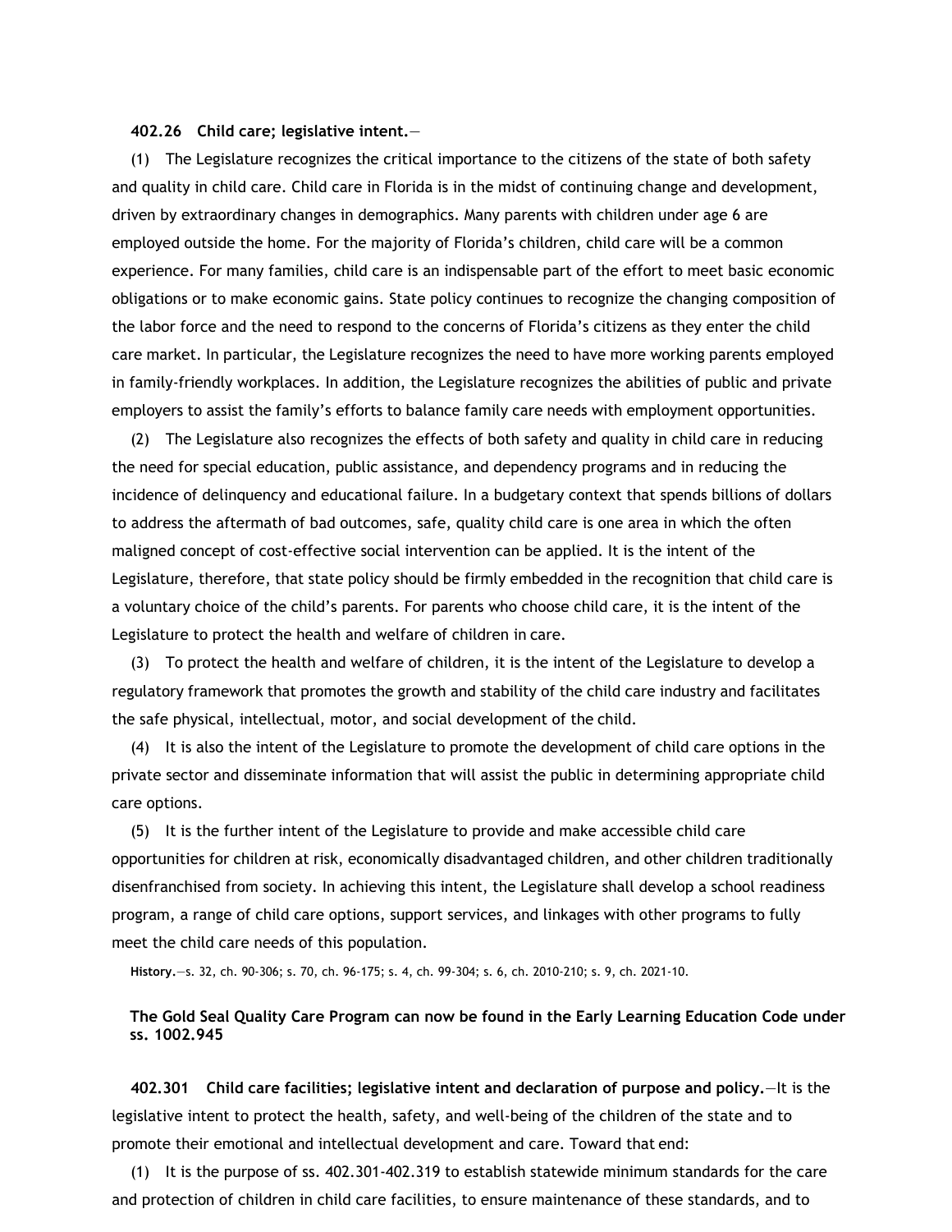**402.26 Child care; legislative intent.**—

(1) The Legislature recognizes the critical importance to the citizens of the state of both safety and quality in child care. Child care in Florida is in the midst of continuing change and development, driven by extraordinary changes in demographics. Many parents with children under age 6 are employed outside the home. For the majority of Florida's children, child care will be a common experience. For many families, child care is an indispensable part of the effort to meet basic economic obligations or to make economic gains. State policy continues to recognize the changing composition of the labor force and the need to respond to the concerns of Florida's citizens as they enter the child care market. In particular, the Legislature recognizes the need to have more working parents employed in family-friendly workplaces. In addition, the Legislature recognizes the abilities of public and private employers to assist the family's efforts to balance family care needs with employment opportunities.

(2) The Legislature also recognizes the effects of both safety and quality in child care in reducing the need for special education, public assistance, and dependency programs and in reducing the incidence of delinquency and educational failure. In a budgetary context that spends billions of dollars to address the aftermath of bad outcomes, safe, quality child care is one area in which the often maligned concept of cost-effective social intervention can be applied. It is the intent of the Legislature, therefore, that state policy should be firmly embedded in the recognition that child care is a voluntary choice of the child's parents. For parents who choose child care, it is the intent of the Legislature to protect the health and welfare of children in care.

(3) To protect the health and welfare of children, it is the intent of the Legislature to develop a regulatory framework that promotes the growth and stability of the child care industry and facilitates the safe physical, intellectual, motor, and social development of the child.

(4) It is also the intent of the Legislature to promote the development of child care options in the private sector and disseminate information that will assist the public in determining appropriate child care options.

(5) It is the further intent of the Legislature to provide and make accessible child care opportunities for children at risk, economically disadvantaged children, and other children traditionally disenfranchised from society. In achieving this intent, the Legislature shall develop a school readiness program, a range of child care options, support services, and linkages with other programs to fully meet the child care needs of this population.

**History.**—s. 32, ch. 90-306; s. 70, ch. 96-175; s. 4, ch. 99-304; s. 6, ch. 2010-210; s. 9, ch. 2021-10.

**The Gold Seal Quality Care Program can now be found in the Early Learning Education Code under ss. 1002.945**

**402.301 Child care facilities; legislative intent and declaration of purpose and policy.**—It is the legislative intent to protect the health, safety, and well-being of the children of the state and to promote their emotional and intellectual development and care. Toward that end:

(1) It is the purpose of ss. 402.301-402.319 to establish statewide minimum standards for the care and protection of children in child care facilities, to ensure maintenance of these standards, and to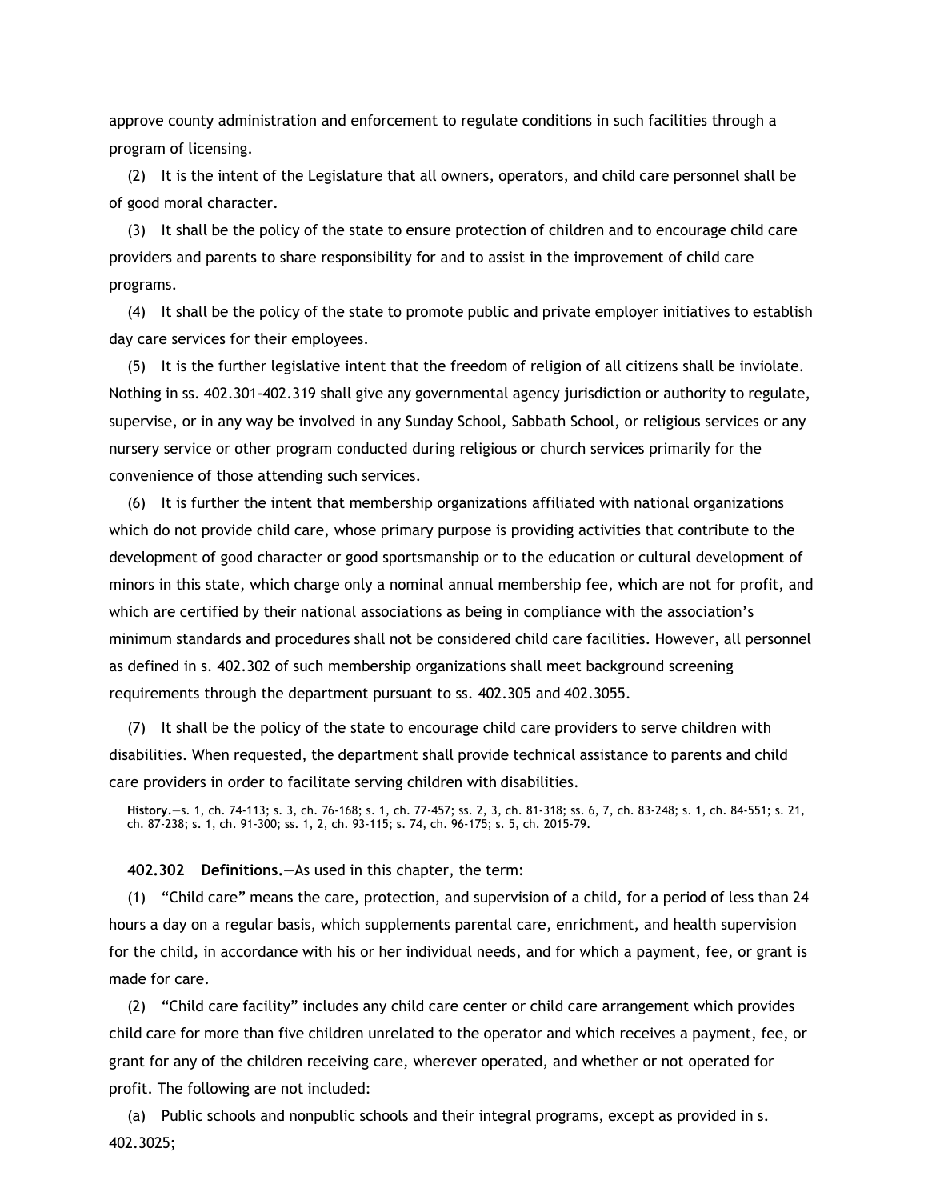approve county administration and enforcement to regulate conditions in such facilities through a program of licensing.

(2) It is the intent of the Legislature that all owners, operators, and child care personnel shall be of good moral character.

(3) It shall be the policy of the state to ensure protection of children and to encourage child care providers and parents to share responsibility for and to assist in the improvement of child care programs.

(4) It shall be the policy of the state to promote public and private employer initiatives to establish day care services for their employees.

(5) It is the further legislative intent that the freedom of religion of all citizens shall be inviolate. Nothing in ss. 402.301-402.319 shall give any governmental agency jurisdiction or authority to regulate, supervise, or in any way be involved in any Sunday School, Sabbath School, or religious services or any nursery service or other program conducted during religious or church services primarily for the convenience of those attending such services.

(6) It is further the intent that membership organizations affiliated with national organizations which do not provide child care, whose primary purpose is providing activities that contribute to the development of good character or good sportsmanship or to the education or cultural development of minors in this state, which charge only a nominal annual membership fee, which are not for profit, and which are certified by their national associations as being in compliance with the association's minimum standards and procedures shall not be considered child care facilities. However, all personnel as defined in s. 402.302 of such membership organizations shall meet background screening requirements through the department pursuant to ss. 402.305 and 402.3055.

(7) It shall be the policy of the state to encourage child care providers to serve children with disabilities. When requested, the department shall provide technical assistance to parents and child care providers in order to facilitate serving children with disabilities.

**History.**—s. 1, ch. 74-113; s. 3, ch. 76-168; s. 1, ch. 77-457; ss. 2, 3, ch. 81-318; ss. 6, 7, ch. 83-248; s. 1, ch. 84-551; s. 21, ch. 87-238; s. 1, ch. 91-300; ss. 1, 2, ch. 93-115; s. 74, ch. 96-175; s. 5, ch. 2015-79.

**402.302 Definitions.**—As used in this chapter, the term:

(1) "Child care" means the care, protection, and supervision of a child, for a period of less than 24 hours a day on a regular basis, which supplements parental care, enrichment, and health supervision for the child, in accordance with his or her individual needs, and for which a payment, fee, or grant is made for care.

(2) "Child care facility" includes any child care center or child care arrangement which provides child care for more than five children unrelated to the operator and which receives a payment, fee, or grant for any of the children receiving care, wherever operated, and whether or not operated for profit. The following are not included:

(a) Public schools and nonpublic schools and their integral programs, except as provided in s. 402.3025;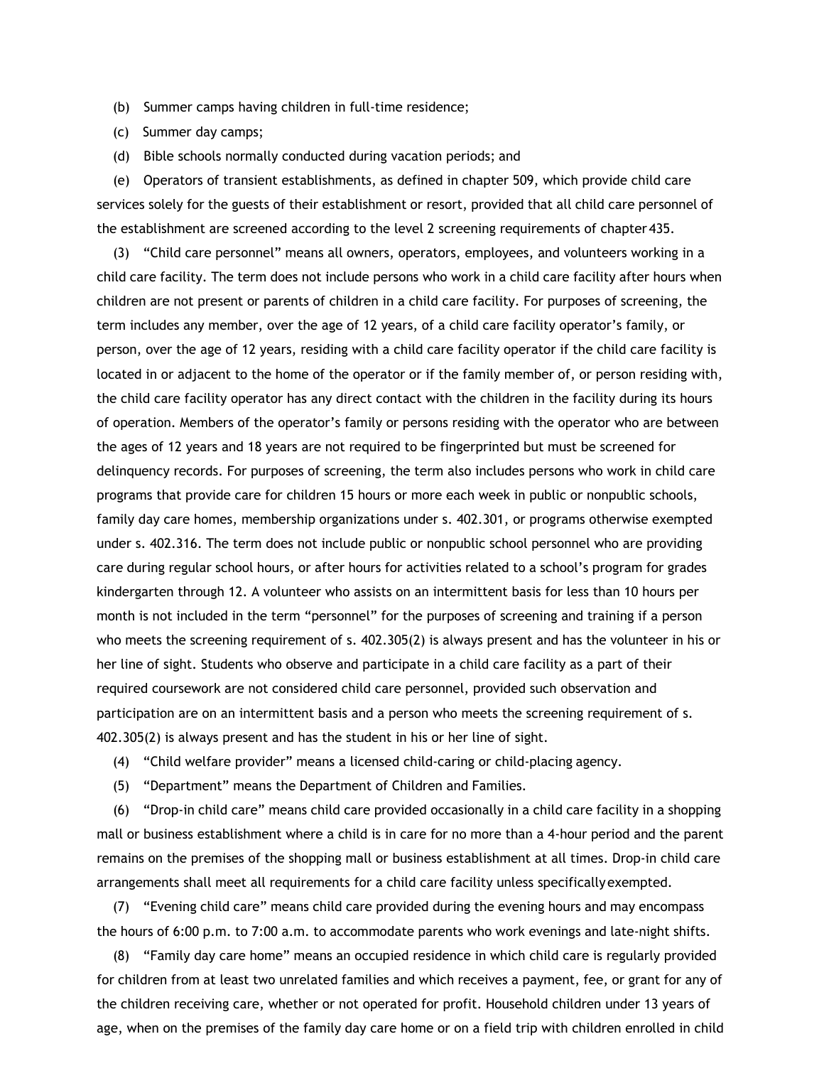(b) Summer camps having children in full-time residence;

(c) Summer day camps;

(d) Bible schools normally conducted during vacation periods; and

(e) Operators of transient establishments, as defined in chapter 509, which provide child care services solely for the guests of their establishment or resort, provided that all child care personnel of the establishment are screened according to the level 2 screening requirements of chapter 435.

(3) "Child care personnel" means all owners, operators, employees, and volunteers working in a child care facility. The term does not include persons who work in a child care facility after hours when children are not present or parents of children in a child care facility. For purposes of screening, the term includes any member, over the age of 12 years, of a child care facility operator's family, or person, over the age of 12 years, residing with a child care facility operator if the child care facility is located in or adjacent to the home of the operator or if the family member of, or person residing with, the child care facility operator has any direct contact with the children in the facility during its hours of operation. Members of the operator's family or persons residing with the operator who are between the ages of 12 years and 18 years are not required to be fingerprinted but must be screened for delinquency records. For purposes of screening, the term also includes persons who work in child care programs that provide care for children 15 hours or more each week in public or nonpublic schools, family day care homes, membership organizations under s. 402.301, or programs otherwise exempted under s. 402.316. The term does not include public or nonpublic school personnel who are providing care during regular school hours, or after hours for activities related to a school's program for grades kindergarten through 12. A volunteer who assists on an intermittent basis for less than 10 hours per month is not included in the term "personnel" for the purposes of screening and training if a person who meets the screening requirement of s. 402.305(2) is always present and has the volunteer in his or her line of sight. Students who observe and participate in a child care facility as a part of their required coursework are not considered child care personnel, provided such observation and participation are on an intermittent basis and a person who meets the screening requirement of s. 402.305(2) is always present and has the student in his or her line of sight.

(4) "Child welfare provider" means a licensed child-caring or child-placing agency.

(5) "Department" means the Department of Children and Families.

(6) "Drop-in child care" means child care provided occasionally in a child care facility in a shopping mall or business establishment where a child is in care for no more than a 4-hour period and the parent remains on the premises of the shopping mall or business establishment at all times. Drop-in child care arrangements shall meet all requirements for a child care facility unless specifically exempted.

(7) "Evening child care" means child care provided during the evening hours and may encompass the hours of 6:00 p.m. to 7:00 a.m. to accommodate parents who work evenings and late-night shifts.

(8) "Family day care home" means an occupied residence in which child care is regularly provided for children from at least two unrelated families and which receives a payment, fee, or grant for any of the children receiving care, whether or not operated for profit. Household children under 13 years of age, when on the premises of the family day care home or on a field trip with children enrolled in child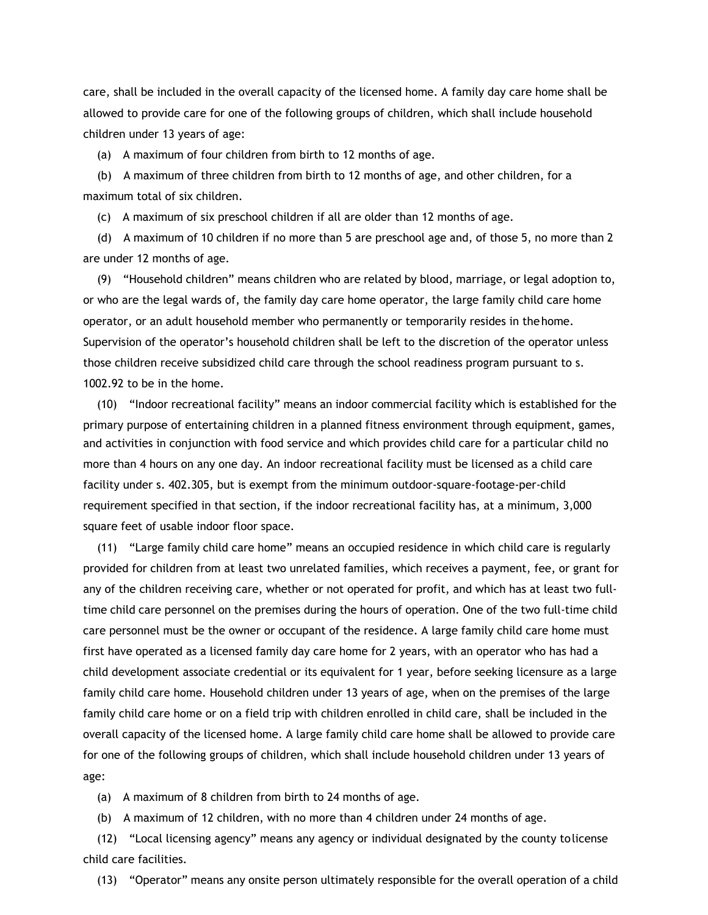care, shall be included in the overall capacity of the licensed home. A family day care home shall be allowed to provide care for one of the following groups of children, which shall include household children under 13 years of age:

(a) A maximum of four children from birth to 12 months of age.

(b) A maximum of three children from birth to 12 months of age, and other children, for a maximum total of six children.

(c) A maximum of six preschool children if all are older than 12 months of age.

(d) A maximum of 10 children if no more than 5 are preschool age and, of those 5, no more than 2 are under 12 months of age.

(9) "Household children" means children who are related by blood, marriage, or legal adoption to, or who are the legal wards of, the family day care home operator, the large family child care home operator, or an adult household member who permanently or temporarily resides in the home. Supervision of the operator's household children shall be left to the discretion of the operator unless those children receive subsidized child care through the school readiness program pursuant to s. 1002.92 to be in the home.

(10) "Indoor recreational facility" means an indoor commercial facility which is established for the primary purpose of entertaining children in a planned fitness environment through equipment, games, and activities in conjunction with food service and which provides child care for a particular child no more than 4 hours on any one day. An indoor recreational facility must be licensed as a child care facility under s. 402.305, but is exempt from the minimum outdoor-square-footage-per-child requirement specified in that section, if the indoor recreational facility has, at a minimum, 3,000 square feet of usable indoor floor space.

(11) "Large family child care home" means an occupied residence in which child care is regularly provided for children from at least two unrelated families, which receives a payment, fee, or grant for any of the children receiving care, whether or not operated for profit, and which has at least two full-time child care personnel on the premises during the hours of operation. One of the two full-time child care personnel must be the owner or occupant of the residence. A large family child care home must first have operated as a licensed family day care home for 2 years, with an operator who has had a child development associate credential or its equivalent for 1 year, before seeking licensure as a large family child care home. Household children under 13 years of age, when on the premises of the large family child care home or on a field trip with children enrolled in child care, shall be included in the overall capacity of the licensed home. A large family child care home shall be allowed to provide care for one of the following groups of children, which shall include household children under 13 years of age:

(a) A maximum of 8 children from birth to 24 months of age.

(b) A maximum of 12 children, with no more than 4 children under 24 months of age.

(12) "Local licensing agency" means any agency or individual designated by the county to license child care facilities.

(13) "Operator" means any onsite person ultimately responsible for the overall operation of a child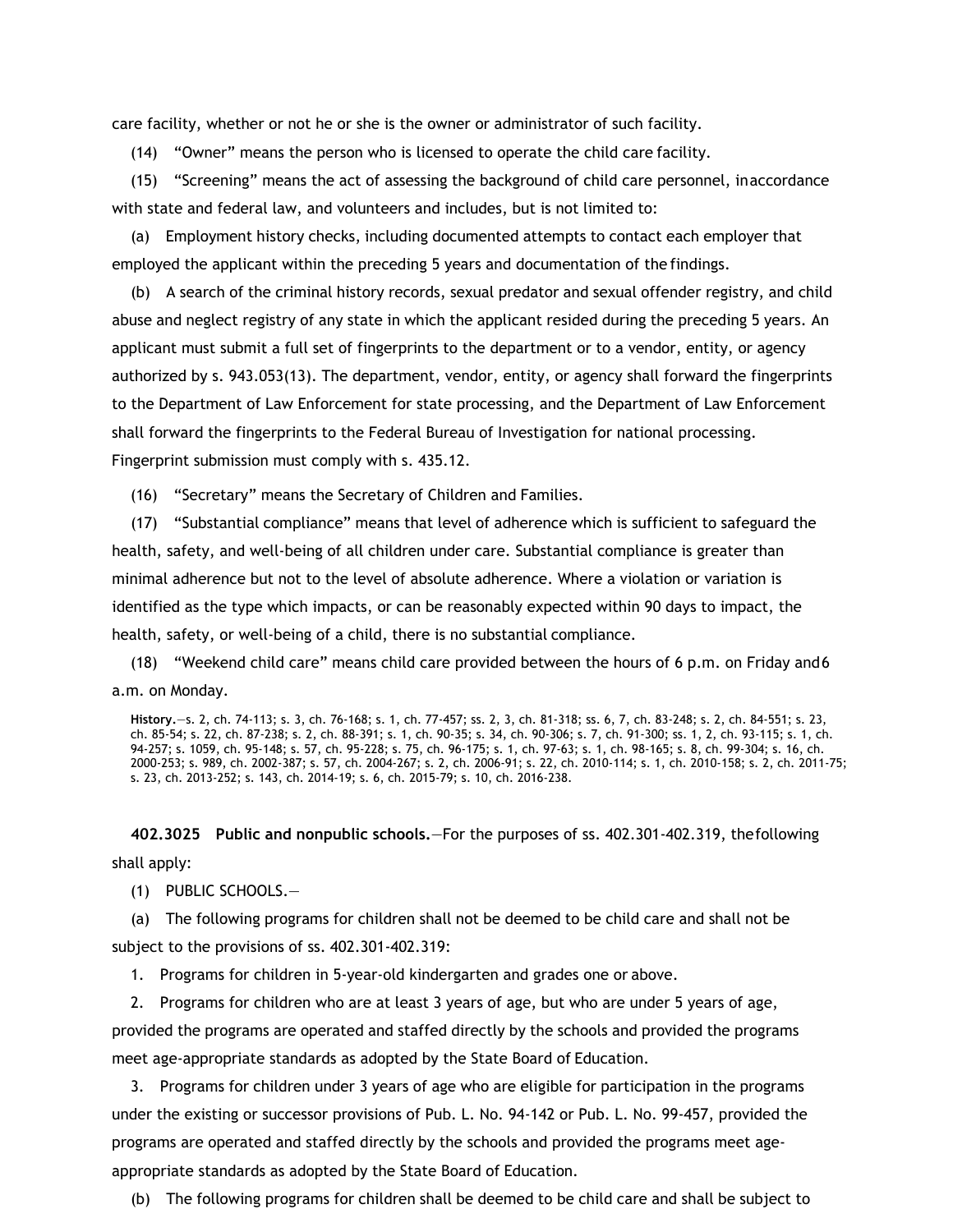care facility, whether or not he or she is the owner or administrator of such facility.

(14) "Owner" means the person who is licensed to operate the child care facility.

(15) "Screening" means the act of assessing the background of child care personnel, in accordance with state and federal law, and volunteers and includes, but is not limited to:

(a) Employment history checks, including documented attempts to contact each employer that employed the applicant within the preceding 5 years and documentation of the findings.

(b) A search of the criminal history records, sexual predator and sexual offender registry, and child abuse and neglect registry of any state in which the applicant resided during the preceding 5 years. An applicant must submit a full set of fingerprints to the department or to a vendor, entity, or agency authorized by s. 943.053(13). The department, vendor, entity, or agency shall forward the fingerprints to the Department of Law Enforcement for state processing, and the Department of Law Enforcement shall forward the fingerprints to the Federal Bureau of Investigation for national processing. Fingerprint submission must comply with s. 435.12.

(16) "Secretary" means the Secretary of Children and Families.

(17) "Substantial compliance" means that level of adherence which is sufficient to safeguard the health, safety, and well-being of all children under care. Substantial compliance is greater than minimal adherence but not to the level of absolute adherence. Where a violation or variation is identified as the type which impacts, or can be reasonably expected within 90 days to impact, the health, safety, or well-being of a child, there is no substantial compliance.

(18) "Weekend child care" means child care provided between the hours of 6 p.m. on Friday and 6 a.m. on Monday.

**History.**—s. 2, ch. 74-113; s. 3, ch. 76-168; s. 1, ch. 77-457; ss. 2, 3, ch. 81-318; ss. 6, 7, ch. 83-248; s. 2, ch. 84-551; s. 23, ch. 85-54; s. 22, ch. 87-238; s. 2, ch. 88-391; s. 1, ch. 90-35; s. 34, ch. 90-306; s. 7, ch. 91-300; ss. 1, 2, ch. 93-115; s. 1, ch. 94-257; s. 1059, ch. 95-148; s. 57, ch. 95-228; s. 75, ch. 96-175; s. 1, ch. 97-63; s. 1, ch. 98-165; s. 8, ch. 99-304; s. 16, ch. 2000-253; s. 989, ch. 2002-387; s. 57, ch. 2004-267; s. 2, ch. 2006-91; s. 22, ch. 2010-114; s. 1, ch. 2010-158; s. 2, ch. 2011-75; s. 23, ch. 2013-252; s. 143, ch. 2014-19; s. 6, ch. 2015-79; s. 10, ch. 2016-238.

**402.3025 Public and nonpublic schools.**—For the purposes of ss. 402.301-402.319, the following shall apply:

(1) PUBLIC SCHOOLS.—

(a) The following programs for children shall not be deemed to be child care and shall not be subject to the provisions of ss. 402.301-402.319:

1. Programs for children in 5-year-old kindergarten and grades one or above.

2. Programs for children who are at least 3 years of age, but who are under 5 years of age, provided the programs are operated and staffed directly by the schools and provided the programs meet age-appropriate standards as adopted by the State Board of Education.

3. Programs for children under 3 years of age who are eligible for participation in the programs under the existing or successor provisions of Pub. L. No. 94-142 or Pub. L. No. 99-457, provided the programs are operated and staffed directly by the schools and provided the programs meet age-appropriate standards as adopted by the State Board of Education.

(b) The following programs for children shall be deemed to be child care and shall be subject to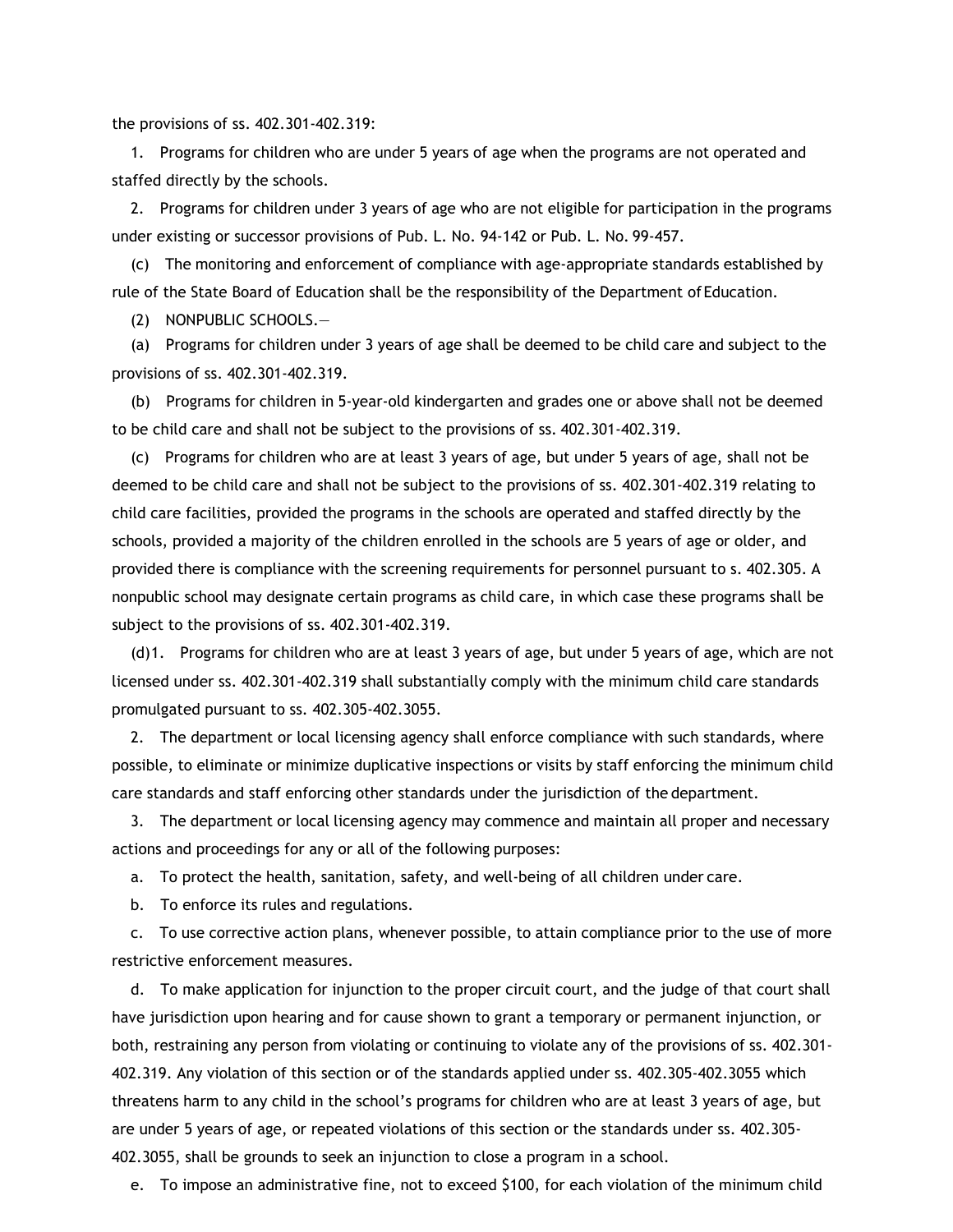the provisions of ss. 402.301-402.319:

1. Programs for children who are under 5 years of age when the programs are not operated and staffed directly by the schools.

2. Programs for children under 3 years of age who are not eligible for participation in the programs under existing or successor provisions of Pub. L. No. 94-142 or Pub. L. No. 99-457.

(c) The monitoring and enforcement of compliance with age-appropriate standards established by rule of the State Board of Education shall be the responsibility of the Department of Education.

(2) NONPUBLIC SCHOOLS.—

(a) Programs for children under 3 years of age shall be deemed to be child care and subject to the provisions of ss. 402.301-402.319.

(b) Programs for children in 5-year-old kindergarten and grades one or above shall not be deemed to be child care and shall not be subject to the provisions of ss. 402.301-402.319.

(c) Programs for children who are at least 3 years of age, but under 5 years of age, shall not be deemed to be child care and shall not be subject to the provisions of ss. 402.301-402.319 relating to child care facilities, provided the programs in the schools are operated and staffed directly by the schools, provided a majority of the children enrolled in the schools are 5 years of age or older, and provided there is compliance with the screening requirements for personnel pursuant to s. 402.305. A nonpublic school may designate certain programs as child care, in which case these programs shall be subject to the provisions of ss. 402.301-402.319.

(d)1. Programs for children who are at least 3 years of age, but under 5 years of age, which are not licensed under ss. 402.301-402.319 shall substantially comply with the minimum child care standards promulgated pursuant to ss. 402.305-402.3055.

2. The department or local licensing agency shall enforce compliance with such standards, where possible, to eliminate or minimize duplicative inspections or visits by staff enforcing the minimum child care standards and staff enforcing other standards under the jurisdiction of the department.

3. The department or local licensing agency may commence and maintain all proper and necessary actions and proceedings for any or all of the following purposes:

a. To protect the health, sanitation, safety, and well-being of all children under care.

b. To enforce its rules and regulations.

c. To use corrective action plans, whenever possible, to attain compliance prior to the use of more restrictive enforcement measures.

d. To make application for injunction to the proper circuit court, and the judge of that court shall have jurisdiction upon hearing and for cause shown to grant a temporary or permanent injunction, or both, restraining any person from violating or continuing to violate any of the provisions of ss. 402.301-402.319. Any violation of this section or of the standards applied under ss. 402.305-402.3055 which threatens harm to any child in the school's programs for children who are at least 3 years of age, but are under 5 years of age, or repeated violations of this section or the standards under ss. 402.305-402.3055, shall be grounds to seek an injunction to close a program in a school.

e. To impose an administrative fine, not to exceed $100, for each violation of the minimum child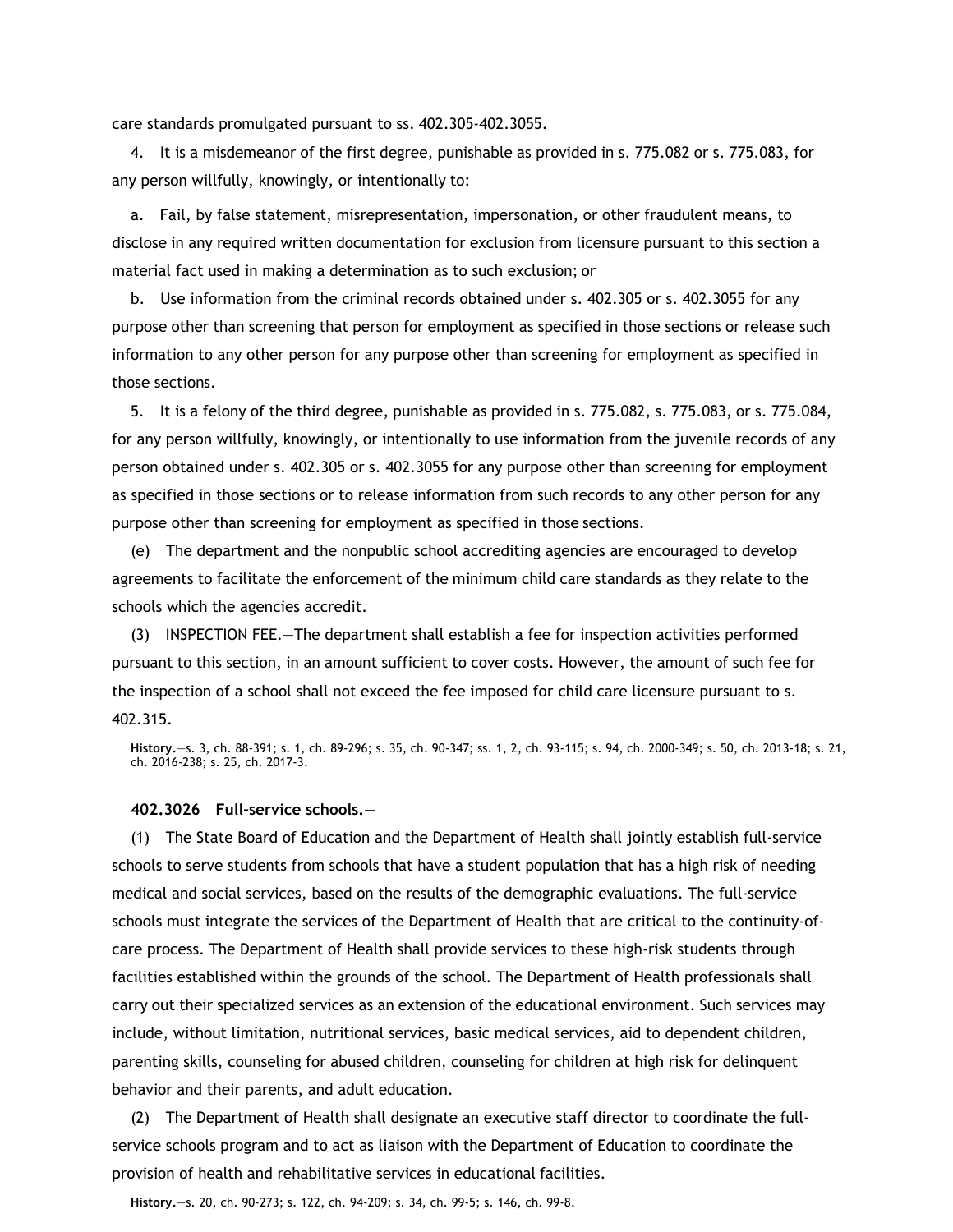care standards promulgated pursuant to ss. 402.305-402.3055.

4. It is a misdemeanor of the first degree, punishable as provided in s. 775.082 or s. 775.083, for any person willfully, knowingly, or intentionally to:

a. Fail, by false statement, misrepresentation, impersonation, or other fraudulent means, to disclose in any required written documentation for exclusion from licensure pursuant to this section a material fact used in making a determination as to such exclusion; or

b. Use information from the criminal records obtained under s. 402.305 or s. 402.3055 for any purpose other than screening that person for employment as specified in those sections or release such information to any other person for any purpose other than screening for employment as specified in those sections.

5. It is a felony of the third degree, punishable as provided in s. 775.082, s. 775.083, or s. 775.084, for any person willfully, knowingly, or intentionally to use information from the juvenile records of any person obtained under s. 402.305 or s. 402.3055 for any purpose other than screening for employment as specified in those sections or to release information from such records to any other person for any purpose other than screening for employment as specified in those sections.

(e) The department and the nonpublic school accrediting agencies are encouraged to develop agreements to facilitate the enforcement of the minimum child care standards as they relate to the schools which the agencies accredit.

(3) INSPECTION FEE.—The department shall establish a fee for inspection activities performed pursuant to this section, in an amount sufficient to cover costs. However, the amount of such fee for the inspection of a school shall not exceed the fee imposed for child care licensure pursuant to s. 402.315.

**History.**—s. 3, ch. 88-391; s. 1, ch. 89-296; s. 35, ch. 90-347; ss. 1, 2, ch. 93-115; s. 94, ch. 2000-349; s. 50, ch. 2013-18; s. 21, ch. 2016-238; s. 25, ch. 2017-3.

**402.3026 Full-service schools.**—

(1) The State Board of Education and the Department of Health shall jointly establish full-service schools to serve students from schools that have a student population that has a high risk of needing medical and social services, based on the results of the demographic evaluations. The full-service schools must integrate the services of the Department of Health that are critical to the continuity-of-care process. The Department of Health shall provide services to these high-risk students through facilities established within the grounds of the school. The Department of Health professionals shall carry out their specialized services as an extension of the educational environment. Such services may include, without limitation, nutritional services, basic medical services, aid to dependent children, parenting skills, counseling for abused children, counseling for children at high risk for delinquent behavior and their parents, and adult education.

(2) The Department of Health shall designate an executive staff director to coordinate the full-service schools program and to act as liaison with the Department of Education to coordinate the provision of health and rehabilitative services in educational facilities.

**History.**—s. 20, ch. 90-273; s. 122, ch. 94-209; s. 34, ch. 99-5; s. 146, ch. 99-8.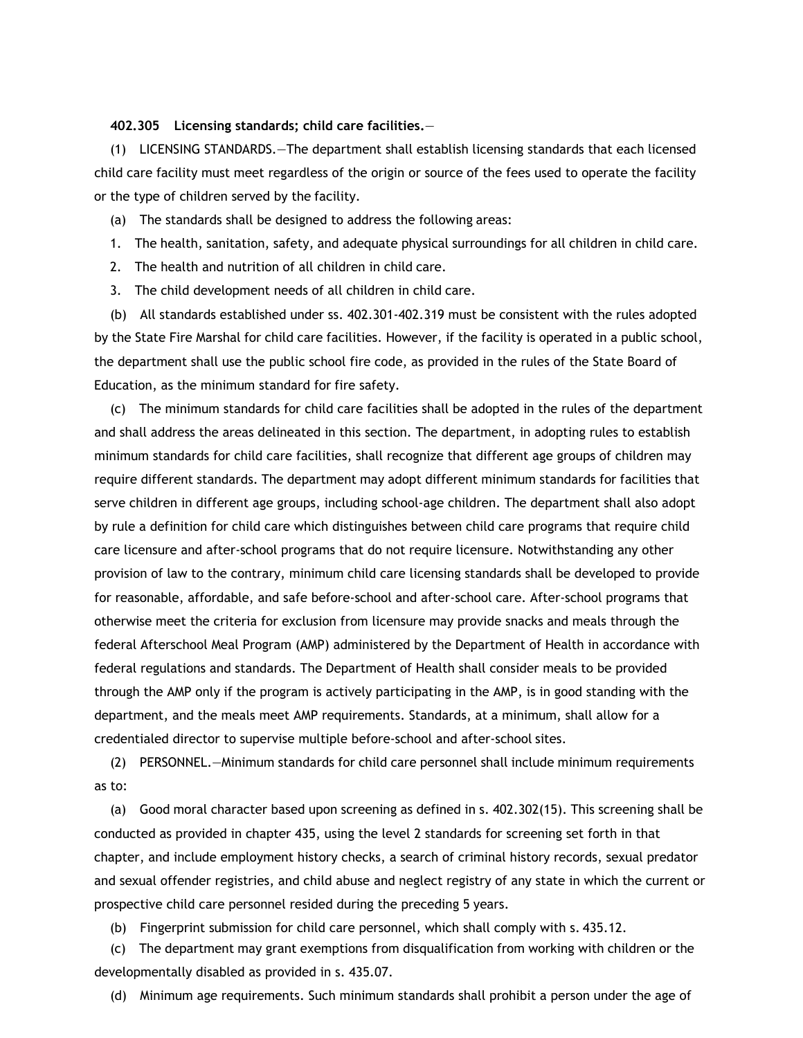**402.305 Licensing standards; child care facilities.**—

(1) LICENSING STANDARDS.—The department shall establish licensing standards that each licensed child care facility must meet regardless of the origin or source of the fees used to operate the facility or the type of children served by the facility.

(a) The standards shall be designed to address the following areas:

1. The health, sanitation, safety, and adequate physical surroundings for all children in child care.

2. The health and nutrition of all children in child care.

3. The child development needs of all children in child care.

(b) All standards established under ss. 402.301-402.319 must be consistent with the rules adopted by the State Fire Marshal for child care facilities. However, if the facility is operated in a public school, the department shall use the public school fire code, as provided in the rules of the State Board of Education, as the minimum standard for fire safety.

(c) The minimum standards for child care facilities shall be adopted in the rules of the department and shall address the areas delineated in this section. The department, in adopting rules to establish minimum standards for child care facilities, shall recognize that different age groups of children may require different standards. The department may adopt different minimum standards for facilities that serve children in different age groups, including school-age children. The department shall also adopt by rule a definition for child care which distinguishes between child care programs that require child care licensure and after-school programs that do not require licensure. Notwithstanding any other provision of law to the contrary, minimum child care licensing standards shall be developed to provide for reasonable, affordable, and safe before-school and after-school care. After-school programs that otherwise meet the criteria for exclusion from licensure may provide snacks and meals through the federal Afterschool Meal Program (AMP) administered by the Department of Health in accordance with federal regulations and standards. The Department of Health shall consider meals to be provided through the AMP only if the program is actively participating in the AMP, is in good standing with the department, and the meals meet AMP requirements. Standards, at a minimum, shall allow for a credentialed director to supervise multiple before-school and after-school sites.

(2) PERSONNEL.—Minimum standards for child care personnel shall include minimum requirements as to:

(a) Good moral character based upon screening as defined in s. 402.302(15). This screening shall be conducted as provided in chapter 435, using the level 2 standards for screening set forth in that chapter, and include employment history checks, a search of criminal history records, sexual predator and sexual offender registries, and child abuse and neglect registry of any state in which the current or prospective child care personnel resided during the preceding 5 years.

(b) Fingerprint submission for child care personnel, which shall comply with s. 435.12.

(c) The department may grant exemptions from disqualification from working with children or the developmentally disabled as provided in s. 435.07.

(d) Minimum age requirements. Such minimum standards shall prohibit a person under the age of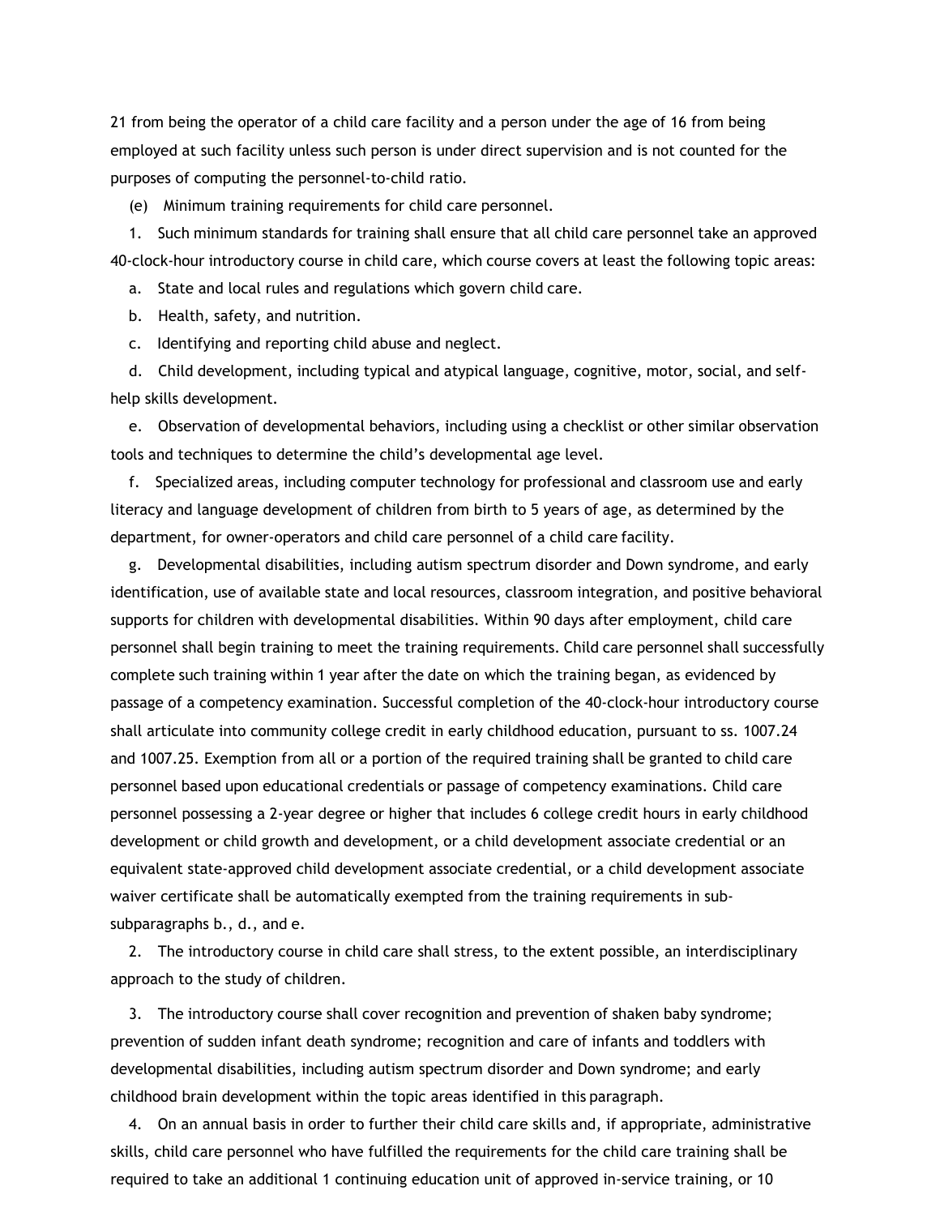21 from being the operator of a child care facility and a person under the age of 16 from being employed at such facility unless such person is under direct supervision and is not counted for the purposes of computing the personnel-to-child ratio.

(e) Minimum training requirements for child care personnel.

1. Such minimum standards for training shall ensure that all child care personnel take an approved 40-clock-hour introductory course in child care, which course covers at least the following topic areas:

a. State and local rules and regulations which govern child care.

b. Health, safety, and nutrition.

c. Identifying and reporting child abuse and neglect.

d. Child development, including typical and atypical language, cognitive, motor, social, and self-help skills development.

e. Observation of developmental behaviors, including using a checklist or other similar observation tools and techniques to determine the child's developmental age level.

f. Specialized areas, including computer technology for professional and classroom use and early literacy and language development of children from birth to 5 years of age, as determined by the department, for owner-operators and child care personnel of a child care facility.

g. Developmental disabilities, including autism spectrum disorder and Down syndrome, and early identification, use of available state and local resources, classroom integration, and positive behavioral supports for children with developmental disabilities. Within 90 days after employment, child care personnel shall begin training to meet the training requirements. Child care personnel shall successfully complete such training within 1 year after the date on which the training began, as evidenced by passage of a competency examination. Successful completion of the 40-clock-hour introductory course shall articulate into community college credit in early childhood education, pursuant to ss. 1007.24 and 1007.25. Exemption from all or a portion of the required training shall be granted to child care personnel based upon educational credentials or passage of competency examinations. Child care personnel possessing a 2-year degree or higher that includes 6 college credit hours in early childhood development or child growth and development, or a child development associate credential or an equivalent state-approved child development associate credential, or a child development associate waiver certificate shall be automatically exempted from the training requirements in sub-subparagraphs b., d., and e.

2. The introductory course in child care shall stress, to the extent possible, an interdisciplinary approach to the study of children.

3. The introductory course shall cover recognition and prevention of shaken baby syndrome; prevention of sudden infant death syndrome; recognition and care of infants and toddlers with developmental disabilities, including autism spectrum disorder and Down syndrome; and early childhood brain development within the topic areas identified in this paragraph.

4. On an annual basis in order to further their child care skills and, if appropriate, administrative skills, child care personnel who have fulfilled the requirements for the child care training shall be required to take an additional 1 continuing education unit of approved in-service training, or 10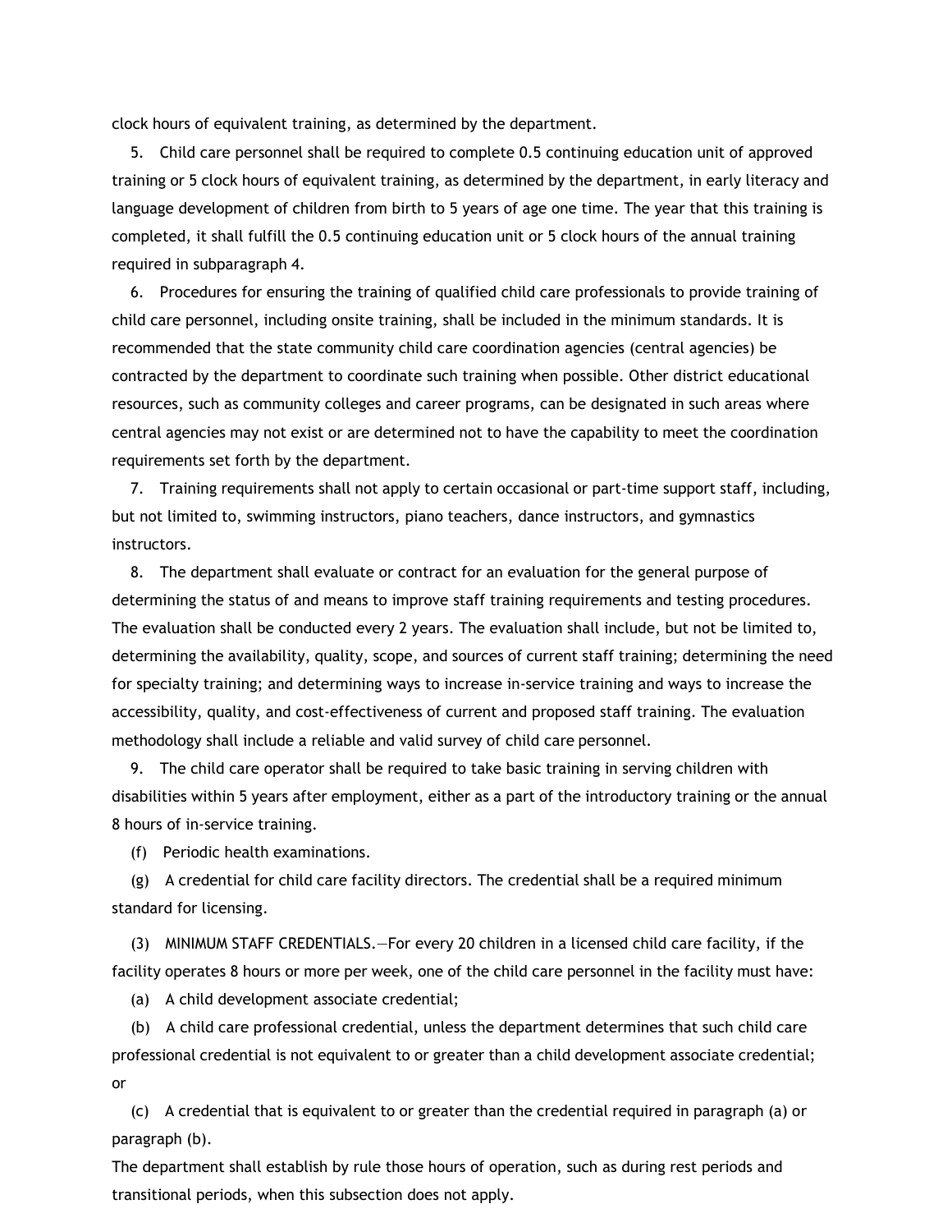clock hours of equivalent training, as determined by the department.

5. Child care personnel shall be required to complete 0.5 continuing education unit of approved training or 5 clock hours of equivalent training, as determined by the department, in early literacy and language development of children from birth to 5 years of age one time. The year that this training is completed, it shall fulfill the 0.5 continuing education unit or 5 clock hours of the annual training required in subparagraph 4.

6. Procedures for ensuring the training of qualified child care professionals to provide training of child care personnel, including onsite training, shall be included in the minimum standards. It is recommended that the state community child care coordination agencies (central agencies) be contracted by the department to coordinate such training when possible. Other district educational resources, such as community colleges and career programs, can be designated in such areas where central agencies may not exist or are determined not to have the capability to meet the coordination requirements set forth by the department.

7. Training requirements shall not apply to certain occasional or part-time support staff, including, but not limited to, swimming instructors, piano teachers, dance instructors, and gymnastics instructors.

8. The department shall evaluate or contract for an evaluation for the general purpose of determining the status of and means to improve staff training requirements and testing procedures. The evaluation shall be conducted every 2 years. The evaluation shall include, but not be limited to, determining the availability, quality, scope, and sources of current staff training; determining the need for specialty training; and determining ways to increase in-service training and ways to increase the accessibility, quality, and cost-effectiveness of current and proposed staff training. The evaluation methodology shall include a reliable and valid survey of child care personnel.

9. The child care operator shall be required to take basic training in serving children with disabilities within 5 years after employment, either as a part of the introductory training or the annual 8 hours of in-service training.

(f) Periodic health examinations.

(g) A credential for child care facility directors. The credential shall be a required minimum standard for licensing.

(3) MINIMUM STAFF CREDENTIALS.—For every 20 children in a licensed child care facility, if the facility operates 8 hours or more per week, one of the child care personnel in the facility must have:

(a) A child development associate credential;

(b) A child care professional credential, unless the department determines that such child care professional credential is not equivalent to or greater than a child development associate credential; or

(c) A credential that is equivalent to or greater than the credential required in paragraph (a) or paragraph (b).

The department shall establish by rule those hours of operation, such as during rest periods and transitional periods, when this subsection does not apply.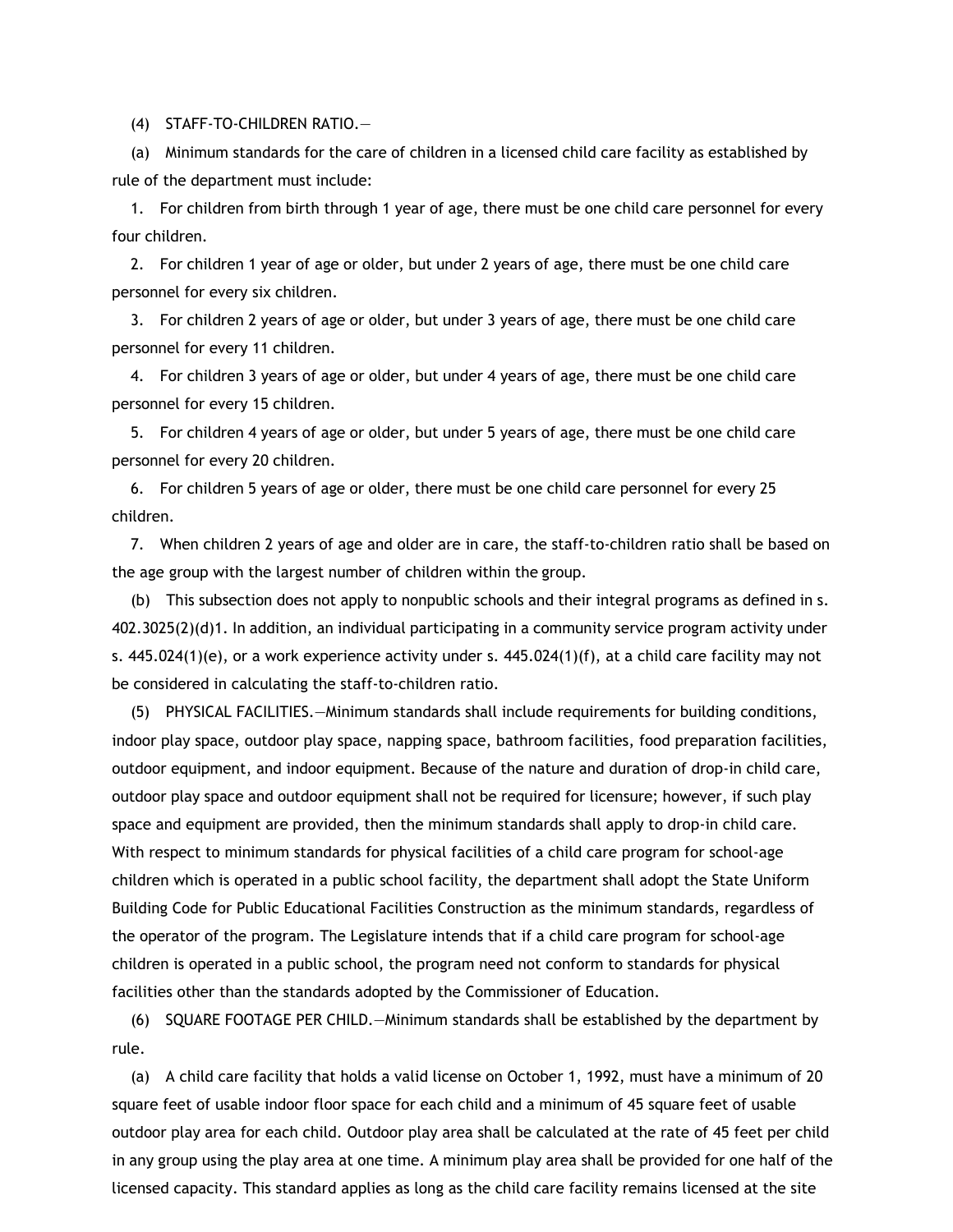(4) STAFF-TO-CHILDREN RATIO.—

(a) Minimum standards for the care of children in a licensed child care facility as established by rule of the department must include:

1. For children from birth through 1 year of age, there must be one child care personnel for every four children.

2. For children 1 year of age or older, but under 2 years of age, there must be one child care personnel for every six children.

3. For children 2 years of age or older, but under 3 years of age, there must be one child care personnel for every 11 children.

4. For children 3 years of age or older, but under 4 years of age, there must be one child care personnel for every 15 children.

5. For children 4 years of age or older, but under 5 years of age, there must be one child care personnel for every 20 children.

6. For children 5 years of age or older, there must be one child care personnel for every 25 children.

7. When children 2 years of age and older are in care, the staff-to-children ratio shall be based on the age group with the largest number of children within the group.

(b) This subsection does not apply to nonpublic schools and their integral programs as defined in s. 402.3025(2)(d)1. In addition, an individual participating in a community service program activity under s. 445.024(1)(e), or a work experience activity under s. 445.024(1)(f), at a child care facility may not be considered in calculating the staff-to-children ratio.

(5) PHYSICAL FACILITIES.—Minimum standards shall include requirements for building conditions, indoor play space, outdoor play space, napping space, bathroom facilities, food preparation facilities, outdoor equipment, and indoor equipment. Because of the nature and duration of drop-in child care, outdoor play space and outdoor equipment shall not be required for licensure; however, if such play space and equipment are provided, then the minimum standards shall apply to drop-in child care. With respect to minimum standards for physical facilities of a child care program for school-age children which is operated in a public school facility, the department shall adopt the State Uniform Building Code for Public Educational Facilities Construction as the minimum standards, regardless of the operator of the program. The Legislature intends that if a child care program for school-age children is operated in a public school, the program need not conform to standards for physical facilities other than the standards adopted by the Commissioner of Education.

(6) SQUARE FOOTAGE PER CHILD.—Minimum standards shall be established by the department by rule.

(a) A child care facility that holds a valid license on October 1, 1992, must have a minimum of 20 square feet of usable indoor floor space for each child and a minimum of 45 square feet of usable outdoor play area for each child. Outdoor play area shall be calculated at the rate of 45 feet per child in any group using the play area at one time. A minimum play area shall be provided for one half of the licensed capacity. This standard applies as long as the child care facility remains licensed at the site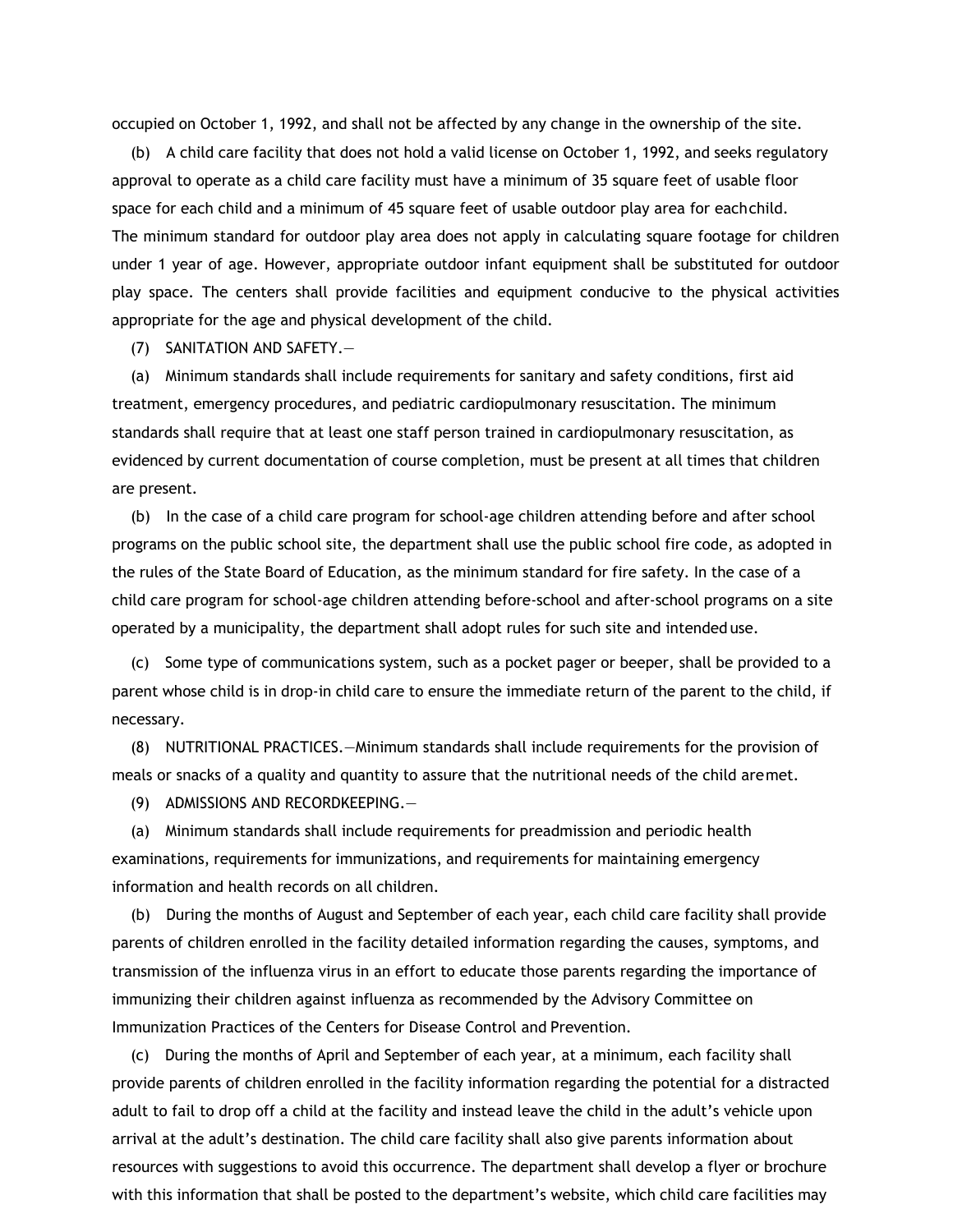occupied on October 1, 1992, and shall not be affected by any change in the ownership of the site.

(b) A child care facility that does not hold a valid license on October 1, 1992, and seeks regulatory approval to operate as a child care facility must have a minimum of 35 square feet of usable floor space for each child and a minimum of 45 square feet of usable outdoor play area for each child. The minimum standard for outdoor play area does not apply in calculating square footage for children under 1 year of age. However, appropriate outdoor infant equipment shall be substituted for outdoor play space. The centers shall provide facilities and equipment conducive to the physical activities appropriate for the age and physical development of the child.

(7) SANITATION AND SAFETY.—

(a) Minimum standards shall include requirements for sanitary and safety conditions, first aid treatment, emergency procedures, and pediatric cardiopulmonary resuscitation. The minimum standards shall require that at least one staff person trained in cardiopulmonary resuscitation, as evidenced by current documentation of course completion, must be present at all times that children are present.

(b) In the case of a child care program for school-age children attending before and after school programs on the public school site, the department shall use the public school fire code, as adopted in the rules of the State Board of Education, as the minimum standard for fire safety. In the case of a child care program for school-age children attending before-school and after-school programs on a site operated by a municipality, the department shall adopt rules for such site and intended use.

(c) Some type of communications system, such as a pocket pager or beeper, shall be provided to a parent whose child is in drop-in child care to ensure the immediate return of the parent to the child, if necessary.

(8) NUTRITIONAL PRACTICES.—Minimum standards shall include requirements for the provision of meals or snacks of a quality and quantity to assure that the nutritional needs of the child are met.

(9) ADMISSIONS AND RECORDKEEPING.—

(a) Minimum standards shall include requirements for preadmission and periodic health examinations, requirements for immunizations, and requirements for maintaining emergency information and health records on all children.

(b) During the months of August and September of each year, each child care facility shall provide parents of children enrolled in the facility detailed information regarding the causes, symptoms, and transmission of the influenza virus in an effort to educate those parents regarding the importance of immunizing their children against influenza as recommended by the Advisory Committee on Immunization Practices of the Centers for Disease Control and Prevention.

(c) During the months of April and September of each year, at a minimum, each facility shall provide parents of children enrolled in the facility information regarding the potential for a distracted adult to fail to drop off a child at the facility and instead leave the child in the adult's vehicle upon arrival at the adult's destination. The child care facility shall also give parents information about resources with suggestions to avoid this occurrence. The department shall develop a flyer or brochure with this information that shall be posted to the department's website, which child care facilities may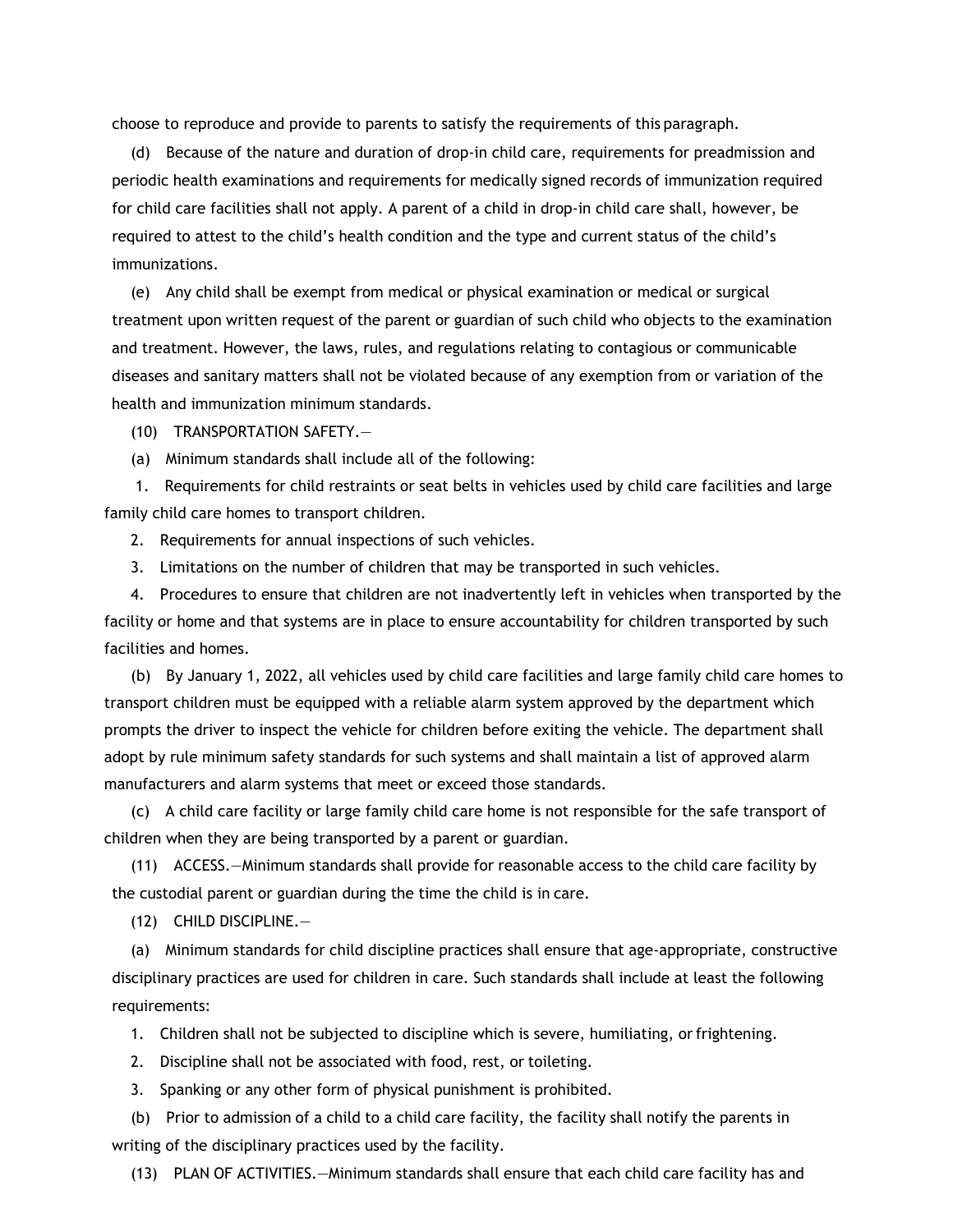choose to reproduce and provide to parents to satisfy the requirements of this paragraph.

(d) Because of the nature and duration of drop-in child care, requirements for preadmission and periodic health examinations and requirements for medically signed records of immunization required for child care facilities shall not apply. A parent of a child in drop-in child care shall, however, be required to attest to the child's health condition and the type and current status of the child's immunizations.

(e) Any child shall be exempt from medical or physical examination or medical or surgical treatment upon written request of the parent or guardian of such child who objects to the examination and treatment. However, the laws, rules, and regulations relating to contagious or communicable diseases and sanitary matters shall not be violated because of any exemption from or variation of the health and immunization minimum standards.

(10) TRANSPORTATION SAFETY.—

(a) Minimum standards shall include all of the following:

1. Requirements for child restraints or seat belts in vehicles used by child care facilities and large family child care homes to transport children.

2. Requirements for annual inspections of such vehicles.

3. Limitations on the number of children that may be transported in such vehicles.

4. Procedures to ensure that children are not inadvertently left in vehicles when transported by the facility or home and that systems are in place to ensure accountability for children transported by such facilities and homes.

(b) By January 1, 2022, all vehicles used by child care facilities and large family child care homes to transport children must be equipped with a reliable alarm system approved by the department which prompts the driver to inspect the vehicle for children before exiting the vehicle. The department shall adopt by rule minimum safety standards for such systems and shall maintain a list of approved alarm manufacturers and alarm systems that meet or exceed those standards.

(c) A child care facility or large family child care home is not responsible for the safe transport of children when they are being transported by a parent or guardian.

(11) ACCESS.—Minimum standards shall provide for reasonable access to the child care facility by the custodial parent or guardian during the time the child is in care.

(12) CHILD DISCIPLINE.—

(a) Minimum standards for child discipline practices shall ensure that age-appropriate, constructive disciplinary practices are used for children in care. Such standards shall include at least the following requirements:

1. Children shall not be subjected to discipline which is severe, humiliating, or frightening.

2. Discipline shall not be associated with food, rest, or toileting.

3. Spanking or any other form of physical punishment is prohibited.

(b) Prior to admission of a child to a child care facility, the facility shall notify the parents in writing of the disciplinary practices used by the facility.

(13) PLAN OF ACTIVITIES.—Minimum standards shall ensure that each child care facility has and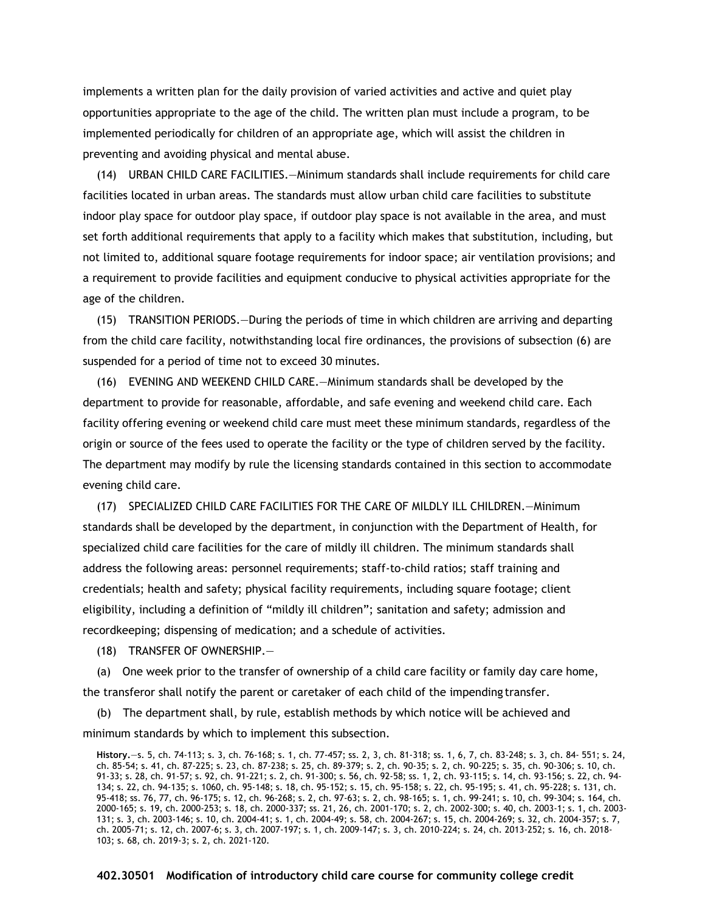implements a written plan for the daily provision of varied activities and active and quiet play opportunities appropriate to the age of the child. The written plan must include a program, to be implemented periodically for children of an appropriate age, which will assist the children in preventing and avoiding physical and mental abuse.

(14) URBAN CHILD CARE FACILITIES.—Minimum standards shall include requirements for child care facilities located in urban areas. The standards must allow urban child care facilities to substitute indoor play space for outdoor play space, if outdoor play space is not available in the area, and must set forth additional requirements that apply to a facility which makes that substitution, including, but not limited to, additional square footage requirements for indoor space; air ventilation provisions; and a requirement to provide facilities and equipment conducive to physical activities appropriate for the age of the children.

(15) TRANSITION PERIODS.—During the periods of time in which children are arriving and departing from the child care facility, notwithstanding local fire ordinances, the provisions of subsection (6) are suspended for a period of time not to exceed 30 minutes.

(16) EVENING AND WEEKEND CHILD CARE.—Minimum standards shall be developed by the department to provide for reasonable, affordable, and safe evening and weekend child care. Each facility offering evening or weekend child care must meet these minimum standards, regardless of the origin or source of the fees used to operate the facility or the type of children served by the facility. The department may modify by rule the licensing standards contained in this section to accommodate evening child care.

(17) SPECIALIZED CHILD CARE FACILITIES FOR THE CARE OF MILDLY ILL CHILDREN.—Minimum standards shall be developed by the department, in conjunction with the Department of Health, for specialized child care facilities for the care of mildly ill children. The minimum standards shall address the following areas: personnel requirements; staff-to-child ratios; staff training and credentials; health and safety; physical facility requirements, including square footage; client eligibility, including a definition of "mildly ill children"; sanitation and safety; admission and recordkeeping; dispensing of medication; and a schedule of activities.

(18) TRANSFER OF OWNERSHIP.—

(a) One week prior to the transfer of ownership of a child care facility or family day care home, the transferor shall notify the parent or caretaker of each child of the impending transfer.

(b) The department shall, by rule, establish methods by which notice will be achieved and minimum standards by which to implement this subsection.

**History.**—s. 5, ch. 74-113; s. 3, ch. 76-168; s. 1, ch. 77-457; ss. 2, 3, ch. 81-318; ss. 1, 6, 7, ch. 83-248; s. 3, ch. 84- 551; s. 24, ch. 85-54; s. 41, ch. 87-225; s. 23, ch. 87-238; s. 25, ch. 89-379; s. 2, ch. 90-35; s. 2, ch. 90-225; s. 35, ch. 90-306; s. 10, ch. 91-33; s. 28, ch. 91-57; s. 92, ch. 91-221; s. 2, ch. 91-300; s. 56, ch. 92-58; ss. 1, 2, ch. 93-115; s. 14, ch. 93-156; s. 22, ch. 94-134; s. 22, ch. 94-135; s. 1060, ch. 95-148; s. 18, ch. 95-152; s. 15, ch. 95-158; s. 22, ch. 95-195; s. 41, ch. 95-228; s. 131, ch. 95-418; ss. 76, 77, ch. 96-175; s. 12, ch. 96-268; s. 2, ch. 97-63; s. 2, ch. 98-165; s. 1, ch. 99-241; s. 10, ch. 99-304; s. 164, ch. 2000-165; s. 19, ch. 2000-253; s. 18, ch. 2000-337; ss. 21, 26, ch. 2001-170; s. 2, ch. 2002-300; s. 40, ch. 2003-1; s. 1, ch. 2003-131; s. 3, ch. 2003-146; s. 10, ch. 2004-41; s. 1, ch. 2004-49; s. 58, ch. 2004-267; s. 15, ch. 2004-269; s. 32, ch. 2004-357; s. 7, ch. 2005-71; s. 12, ch. 2007-6; s. 3, ch. 2007-197; s. 1, ch. 2009-147; s. 3, ch. 2010-224; s. 24, ch. 2013-252; s. 16, ch. 2018-103; s. 68, ch. 2019-3; s. 2, ch. 2021-120.

**402.30501 Modification of introductory child care course for community college credit**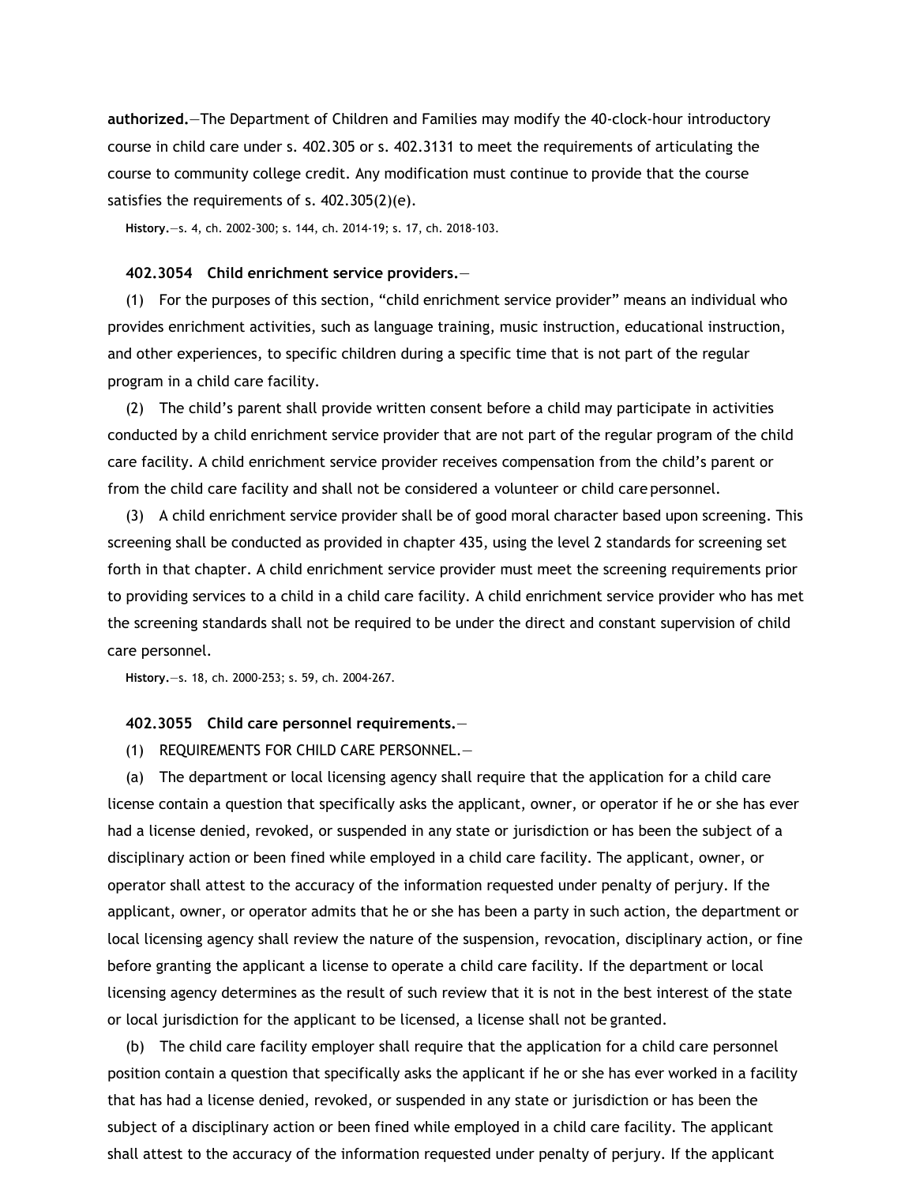**authorized.**—The Department of Children and Families may modify the 40-clock-hour introductory course in child care under s. 402.305 or s. 402.3131 to meet the requirements of articulating the course to community college credit. Any modification must continue to provide that the course satisfies the requirements of s. 402.305(2)(e).

**History.**—s. 4, ch. 2002-300; s. 144, ch. 2014-19; s. 17, ch. 2018-103.

**402.3054 Child enrichment service providers.**—

(1) For the purposes of this section, "child enrichment service provider" means an individual who provides enrichment activities, such as language training, music instruction, educational instruction, and other experiences, to specific children during a specific time that is not part of the regular program in a child care facility.

(2) The child's parent shall provide written consent before a child may participate in activities conducted by a child enrichment service provider that are not part of the regular program of the child care facility. A child enrichment service provider receives compensation from the child's parent or from the child care facility and shall not be considered a volunteer or child care personnel.

(3) A child enrichment service provider shall be of good moral character based upon screening. This screening shall be conducted as provided in chapter 435, using the level 2 standards for screening set forth in that chapter. A child enrichment service provider must meet the screening requirements prior to providing services to a child in a child care facility. A child enrichment service provider who has met the screening standards shall not be required to be under the direct and constant supervision of child care personnel.

**History.**—s. 18, ch. 2000-253; s. 59, ch. 2004-267.

**402.3055 Child care personnel requirements.**—

(1) REQUIREMENTS FOR CHILD CARE PERSONNEL.—

(a) The department or local licensing agency shall require that the application for a child care license contain a question that specifically asks the applicant, owner, or operator if he or she has ever had a license denied, revoked, or suspended in any state or jurisdiction or has been the subject of a disciplinary action or been fined while employed in a child care facility. The applicant, owner, or operator shall attest to the accuracy of the information requested under penalty of perjury. If the applicant, owner, or operator admits that he or she has been a party in such action, the department or local licensing agency shall review the nature of the suspension, revocation, disciplinary action, or fine before granting the applicant a license to operate a child care facility. If the department or local licensing agency determines as the result of such review that it is not in the best interest of the state or local jurisdiction for the applicant to be licensed, a license shall not be granted.

(b) The child care facility employer shall require that the application for a child care personnel position contain a question that specifically asks the applicant if he or she has ever worked in a facility that has had a license denied, revoked, or suspended in any state or jurisdiction or has been the subject of a disciplinary action or been fined while employed in a child care facility. The applicant shall attest to the accuracy of the information requested under penalty of perjury. If the applicant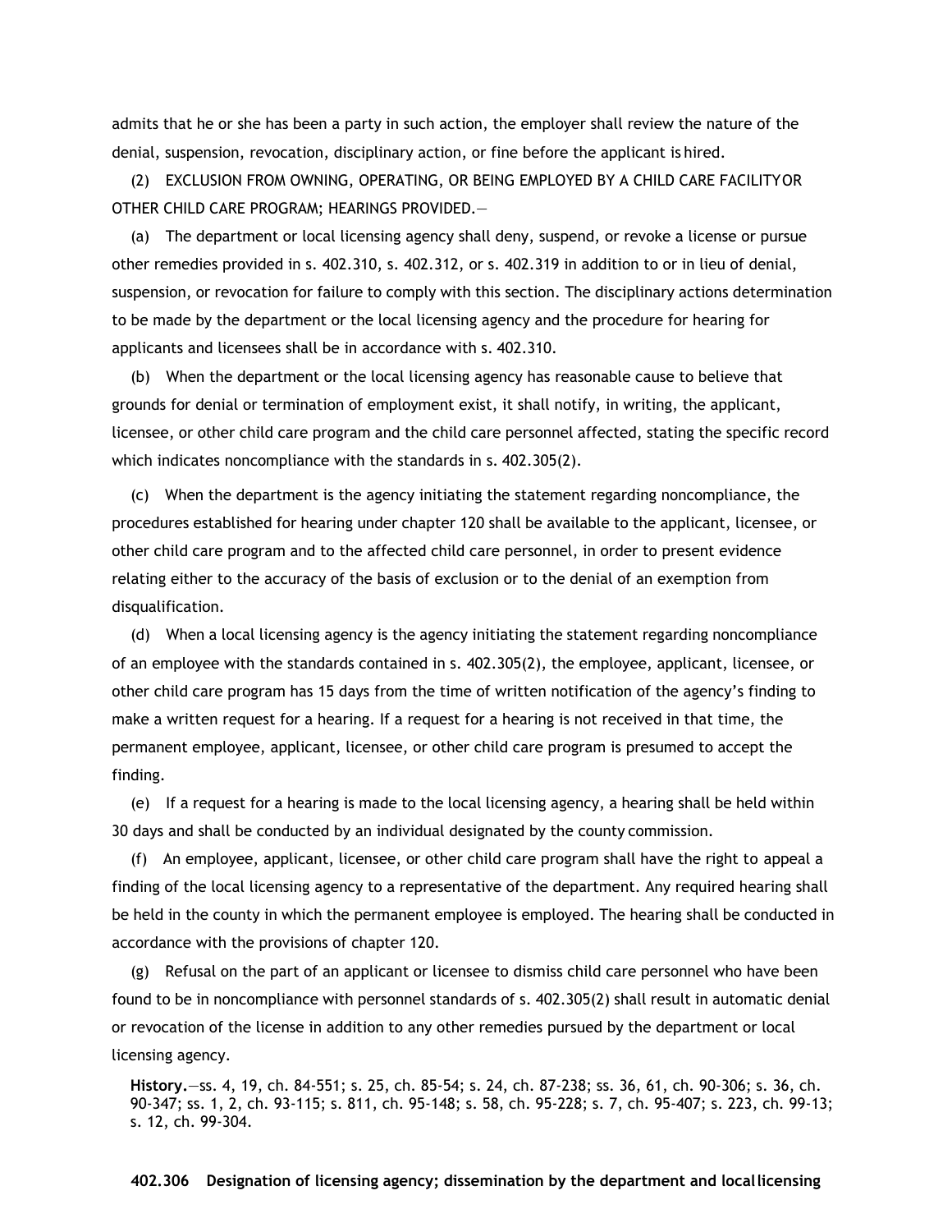admits that he or she has been a party in such action, the employer shall review the nature of the denial, suspension, revocation, disciplinary action, or fine before the applicant is hired.

(2) EXCLUSION FROM OWNING, OPERATING, OR BEING EMPLOYED BY A CHILD CARE FACILITY OR OTHER CHILD CARE PROGRAM; HEARINGS PROVIDED.—

(a) The department or local licensing agency shall deny, suspend, or revoke a license or pursue other remedies provided in s. 402.310, s. 402.312, or s. 402.319 in addition to or in lieu of denial, suspension, or revocation for failure to comply with this section. The disciplinary actions determination to be made by the department or the local licensing agency and the procedure for hearing for applicants and licensees shall be in accordance with s. 402.310.

(b) When the department or the local licensing agency has reasonable cause to believe that grounds for denial or termination of employment exist, it shall notify, in writing, the applicant, licensee, or other child care program and the child care personnel affected, stating the specific record which indicates noncompliance with the standards in s. 402.305(2).

(c) When the department is the agency initiating the statement regarding noncompliance, the procedures established for hearing under chapter 120 shall be available to the applicant, licensee, or other child care program and to the affected child care personnel, in order to present evidence relating either to the accuracy of the basis of exclusion or to the denial of an exemption from disqualification.

(d) When a local licensing agency is the agency initiating the statement regarding noncompliance of an employee with the standards contained in s. 402.305(2), the employee, applicant, licensee, or other child care program has 15 days from the time of written notification of the agency's finding to make a written request for a hearing. If a request for a hearing is not received in that time, the permanent employee, applicant, licensee, or other child care program is presumed to accept the finding.

(e) If a request for a hearing is made to the local licensing agency, a hearing shall be held within 30 days and shall be conducted by an individual designated by the county commission.

(f) An employee, applicant, licensee, or other child care program shall have the right to appeal a finding of the local licensing agency to a representative of the department. Any required hearing shall be held in the county in which the permanent employee is employed. The hearing shall be conducted in accordance with the provisions of chapter 120.

(g) Refusal on the part of an applicant or licensee to dismiss child care personnel who have been found to be in noncompliance with personnel standards of s. 402.305(2) shall result in automatic denial or revocation of the license in addition to any other remedies pursued by the department or local licensing agency.

**History.**—ss. 4, 19, ch. 84-551; s. 25, ch. 85-54; s. 24, ch. 87-238; ss. 36, 61, ch. 90-306; s. 36, ch. 90-347; ss. 1, 2, ch. 93-115; s. 811, ch. 95-148; s. 58, ch. 95-228; s. 7, ch. 95-407; s. 223, ch. 99-13; s. 12, ch. 99-304.

**402.306 Designation of licensing agency; dissemination by the department and local licensing**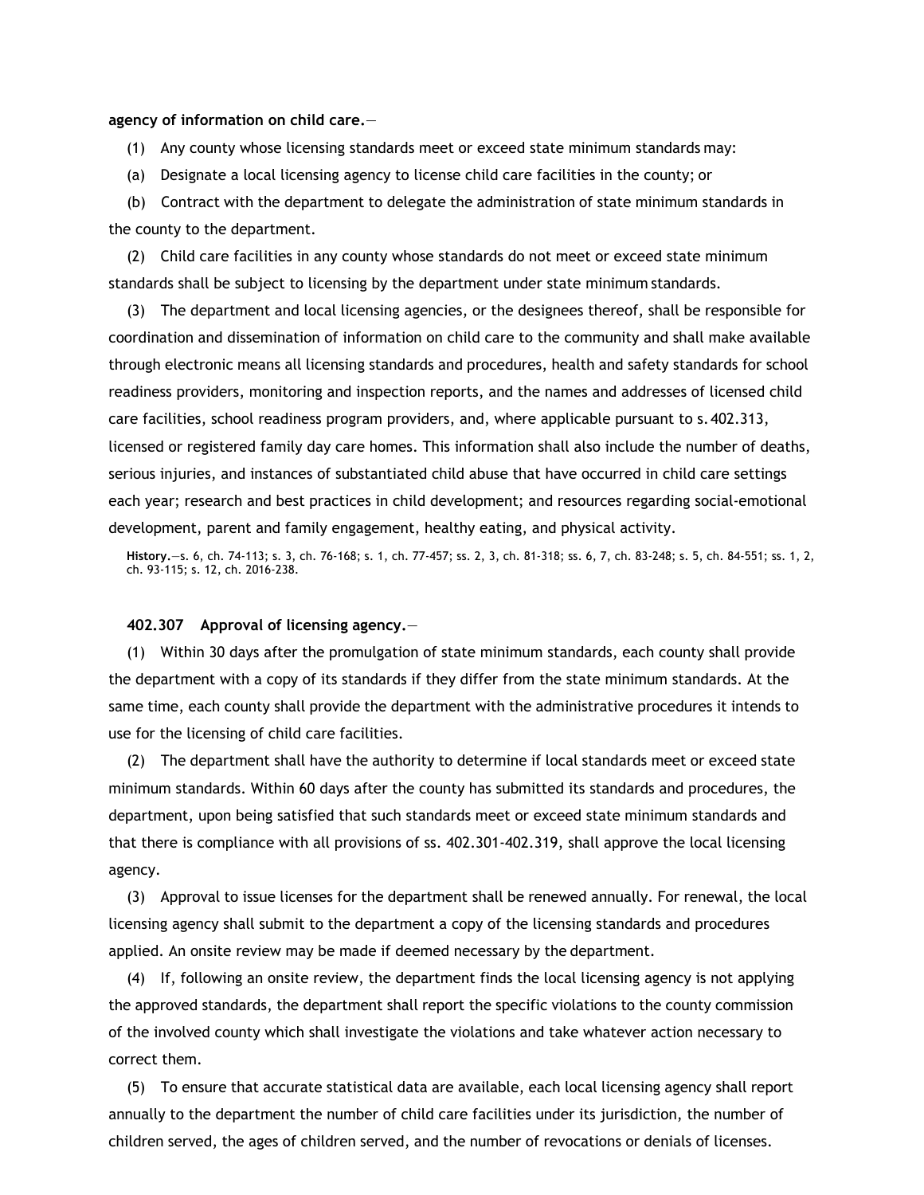**agency of information on child care.**—

(1) Any county whose licensing standards meet or exceed state minimum standards may:

(a) Designate a local licensing agency to license child care facilities in the county; or

(b) Contract with the department to delegate the administration of state minimum standards in the county to the department.

(2) Child care facilities in any county whose standards do not meet or exceed state minimum standards shall be subject to licensing by the department under state minimum standards.

(3) The department and local licensing agencies, or the designees thereof, shall be responsible for coordination and dissemination of information on child care to the community and shall make available through electronic means all licensing standards and procedures, health and safety standards for school readiness providers, monitoring and inspection reports, and the names and addresses of licensed child care facilities, school readiness program providers, and, where applicable pursuant to s. 402.313, licensed or registered family day care homes. This information shall also include the number of deaths, serious injuries, and instances of substantiated child abuse that have occurred in child care settings each year; research and best practices in child development; and resources regarding social-emotional development, parent and family engagement, healthy eating, and physical activity.

**History.**—s. 6, ch. 74-113; s. 3, ch. 76-168; s. 1, ch. 77-457; ss. 2, 3, ch. 81-318; ss. 6, 7, ch. 83-248; s. 5, ch. 84-551; ss. 1, 2, ch. 93-115; s. 12, ch. 2016-238.

**402.307 Approval of licensing agency.**—

(1) Within 30 days after the promulgation of state minimum standards, each county shall provide the department with a copy of its standards if they differ from the state minimum standards. At the same time, each county shall provide the department with the administrative procedures it intends to use for the licensing of child care facilities.

(2) The department shall have the authority to determine if local standards meet or exceed state minimum standards. Within 60 days after the county has submitted its standards and procedures, the department, upon being satisfied that such standards meet or exceed state minimum standards and that there is compliance with all provisions of ss. 402.301-402.319, shall approve the local licensing agency.

(3) Approval to issue licenses for the department shall be renewed annually. For renewal, the local licensing agency shall submit to the department a copy of the licensing standards and procedures applied. An onsite review may be made if deemed necessary by the department.

(4) If, following an onsite review, the department finds the local licensing agency is not applying the approved standards, the department shall report the specific violations to the county commission of the involved county which shall investigate the violations and take whatever action necessary to correct them.

(5) To ensure that accurate statistical data are available, each local licensing agency shall report annually to the department the number of child care facilities under its jurisdiction, the number of children served, the ages of children served, and the number of revocations or denials of licenses.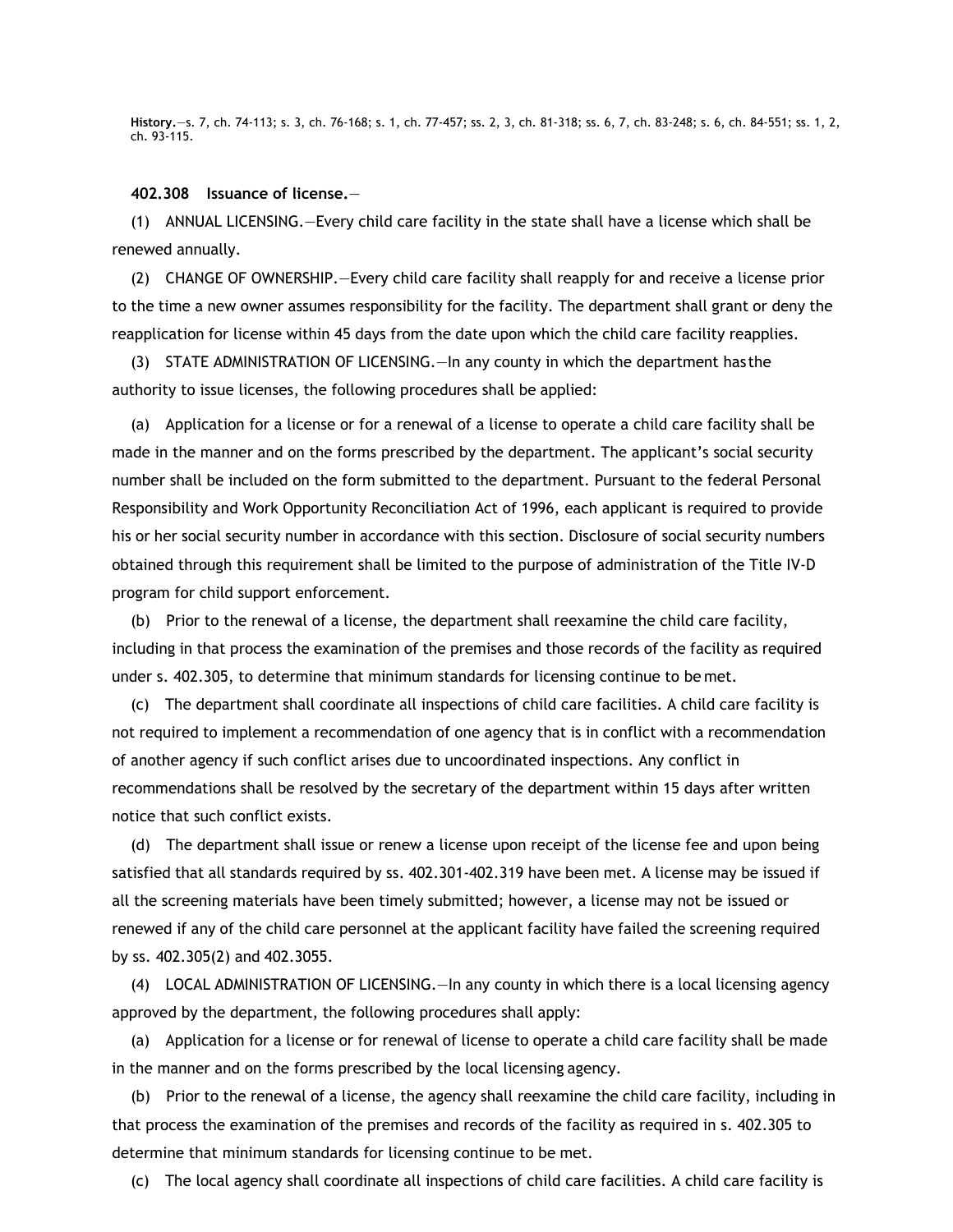**History.**—s. 7, ch. 74-113; s. 3, ch. 76-168; s. 1, ch. 77-457; ss. 2, 3, ch. 81-318; ss. 6, 7, ch. 83-248; s. 6, ch. 84-551; ss. 1, 2, ch. 93-115.

**402.308 Issuance of license.**—

(1) ANNUAL LICENSING.—Every child care facility in the state shall have a license which shall be renewed annually.

(2) CHANGE OF OWNERSHIP.—Every child care facility shall reapply for and receive a license prior to the time a new owner assumes responsibility for the facility. The department shall grant or deny the reapplication for license within 45 days from the date upon which the child care facility reapplies.

(3) STATE ADMINISTRATION OF LICENSING.—In any county in which the department has the authority to issue licenses, the following procedures shall be applied:

(a) Application for a license or for a renewal of a license to operate a child care facility shall be made in the manner and on the forms prescribed by the department. The applicant's social security number shall be included on the form submitted to the department. Pursuant to the federal Personal Responsibility and Work Opportunity Reconciliation Act of 1996, each applicant is required to provide his or her social security number in accordance with this section. Disclosure of social security numbers obtained through this requirement shall be limited to the purpose of administration of the Title IV-D program for child support enforcement.

(b) Prior to the renewal of a license, the department shall reexamine the child care facility, including in that process the examination of the premises and those records of the facility as required under s. 402.305, to determine that minimum standards for licensing continue to be met.

(c) The department shall coordinate all inspections of child care facilities. A child care facility is not required to implement a recommendation of one agency that is in conflict with a recommendation of another agency if such conflict arises due to uncoordinated inspections. Any conflict in recommendations shall be resolved by the secretary of the department within 15 days after written notice that such conflict exists.

(d) The department shall issue or renew a license upon receipt of the license fee and upon being satisfied that all standards required by ss. 402.301-402.319 have been met. A license may be issued if all the screening materials have been timely submitted; however, a license may not be issued or renewed if any of the child care personnel at the applicant facility have failed the screening required by ss. 402.305(2) and 402.3055.

(4) LOCAL ADMINISTRATION OF LICENSING.—In any county in which there is a local licensing agency approved by the department, the following procedures shall apply:

(a) Application for a license or for renewal of license to operate a child care facility shall be made in the manner and on the forms prescribed by the local licensing agency.

(b) Prior to the renewal of a license, the agency shall reexamine the child care facility, including in that process the examination of the premises and records of the facility as required in s. 402.305 to determine that minimum standards for licensing continue to be met.

(c) The local agency shall coordinate all inspections of child care facilities. A child care facility is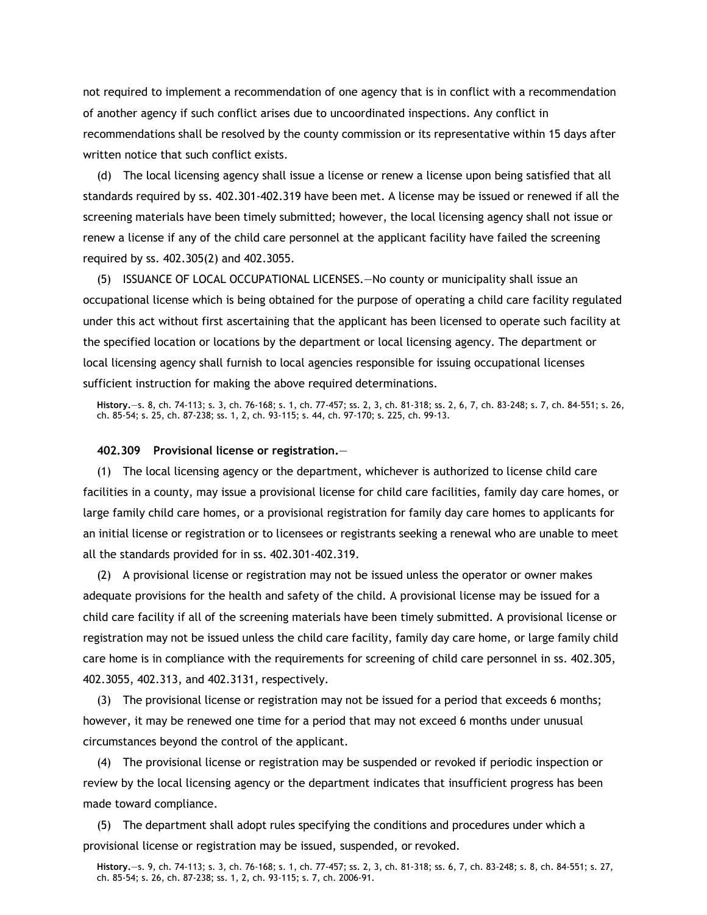not required to implement a recommendation of one agency that is in conflict with a recommendation of another agency if such conflict arises due to uncoordinated inspections. Any conflict in recommendations shall be resolved by the county commission or its representative within 15 days after written notice that such conflict exists.

(d) The local licensing agency shall issue a license or renew a license upon being satisfied that all standards required by ss. 402.301-402.319 have been met. A license may be issued or renewed if all the screening materials have been timely submitted; however, the local licensing agency shall not issue or renew a license if any of the child care personnel at the applicant facility have failed the screening required by ss. 402.305(2) and 402.3055.

(5) ISSUANCE OF LOCAL OCCUPATIONAL LICENSES.—No county or municipality shall issue an occupational license which is being obtained for the purpose of operating a child care facility regulated under this act without first ascertaining that the applicant has been licensed to operate such facility at the specified location or locations by the department or local licensing agency. The department or local licensing agency shall furnish to local agencies responsible for issuing occupational licenses sufficient instruction for making the above required determinations.

**History.**—s. 8, ch. 74-113; s. 3, ch. 76-168; s. 1, ch. 77-457; ss. 2, 3, ch. 81-318; ss. 2, 6, 7, ch. 83-248; s. 7, ch. 84-551; s. 26, ch. 85-54; s. 25, ch. 87-238; ss. 1, 2, ch. 93-115; s. 44, ch. 97-170; s. 225, ch. 99-13.

**402.309 Provisional license or registration.**—

(1) The local licensing agency or the department, whichever is authorized to license child care facilities in a county, may issue a provisional license for child care facilities, family day care homes, or large family child care homes, or a provisional registration for family day care homes to applicants for an initial license or registration or to licensees or registrants seeking a renewal who are unable to meet all the standards provided for in ss. 402.301-402.319.

(2) A provisional license or registration may not be issued unless the operator or owner makes adequate provisions for the health and safety of the child. A provisional license may be issued for a child care facility if all of the screening materials have been timely submitted. A provisional license or registration may not be issued unless the child care facility, family day care home, or large family child care home is in compliance with the requirements for screening of child care personnel in ss. 402.305, 402.3055, 402.313, and 402.3131, respectively.

(3) The provisional license or registration may not be issued for a period that exceeds 6 months; however, it may be renewed one time for a period that may not exceed 6 months under unusual circumstances beyond the control of the applicant.

(4) The provisional license or registration may be suspended or revoked if periodic inspection or review by the local licensing agency or the department indicates that insufficient progress has been made toward compliance.

(5) The department shall adopt rules specifying the conditions and procedures under which a provisional license or registration may be issued, suspended, or revoked.

**History.**—s. 9, ch. 74-113; s. 3, ch. 76-168; s. 1, ch. 77-457; ss. 2, 3, ch. 81-318; ss. 6, 7, ch. 83-248; s. 8, ch. 84-551; s. 27, ch. 85-54; s. 26, ch. 87-238; ss. 1, 2, ch. 93-115; s. 7, ch. 2006-91.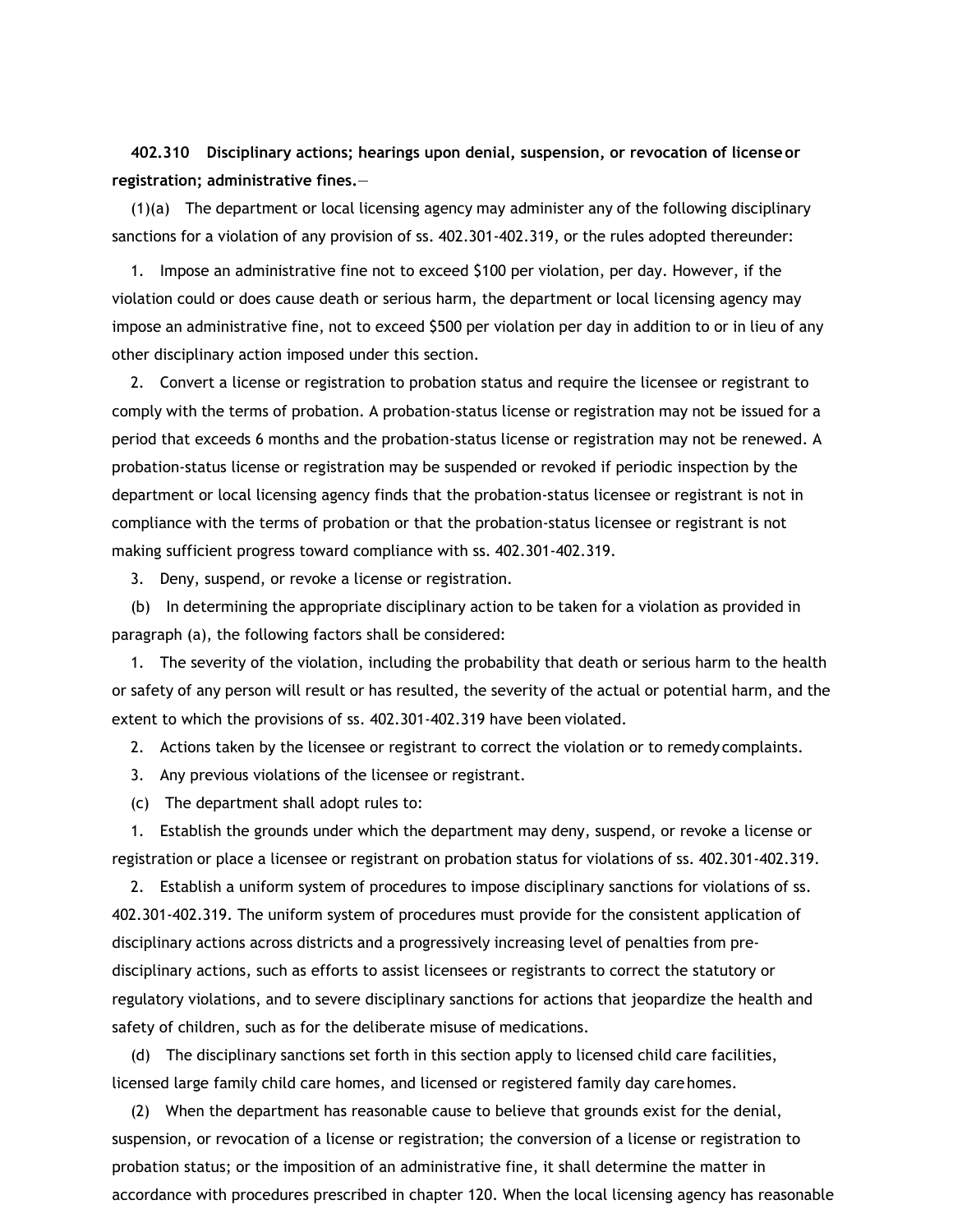**402.310 Disciplinary actions; hearings upon denial, suspension, or revocation of license or registration; administrative fines.**—

(1)(a) The department or local licensing agency may administer any of the following disciplinary sanctions for a violation of any provision of ss. 402.301-402.319, or the rules adopted thereunder:

1. Impose an administrative fine not to exceed $100 per violation, per day. However, if the violation could or does cause death or serious harm, the department or local licensing agency may impose an administrative fine, not to exceed $500 per violation per day in addition to or in lieu of any other disciplinary action imposed under this section.

2. Convert a license or registration to probation status and require the licensee or registrant to comply with the terms of probation. A probation-status license or registration may not be issued for a period that exceeds 6 months and the probation-status license or registration may not be renewed. A probation-status license or registration may be suspended or revoked if periodic inspection by the department or local licensing agency finds that the probation-status licensee or registrant is not in compliance with the terms of probation or that the probation-status licensee or registrant is not making sufficient progress toward compliance with ss. 402.301-402.319.

3. Deny, suspend, or revoke a license or registration.

(b) In determining the appropriate disciplinary action to be taken for a violation as provided in paragraph (a), the following factors shall be considered:

1. The severity of the violation, including the probability that death or serious harm to the health or safety of any person will result or has resulted, the severity of the actual or potential harm, and the extent to which the provisions of ss. 402.301-402.319 have been violated.

2. Actions taken by the licensee or registrant to correct the violation or to remedy complaints.

3. Any previous violations of the licensee or registrant.

(c) The department shall adopt rules to:

1. Establish the grounds under which the department may deny, suspend, or revoke a license or registration or place a licensee or registrant on probation status for violations of ss. 402.301-402.319.

2. Establish a uniform system of procedures to impose disciplinary sanctions for violations of ss. 402.301-402.319. The uniform system of procedures must provide for the consistent application of disciplinary actions across districts and a progressively increasing level of penalties from pre-disciplinary actions, such as efforts to assist licensees or registrants to correct the statutory or regulatory violations, and to severe disciplinary sanctions for actions that jeopardize the health and safety of children, such as for the deliberate misuse of medications.

(d) The disciplinary sanctions set forth in this section apply to licensed child care facilities, licensed large family child care homes, and licensed or registered family day care homes.

(2) When the department has reasonable cause to believe that grounds exist for the denial, suspension, or revocation of a license or registration; the conversion of a license or registration to probation status; or the imposition of an administrative fine, it shall determine the matter in accordance with procedures prescribed in chapter 120. When the local licensing agency has reasonable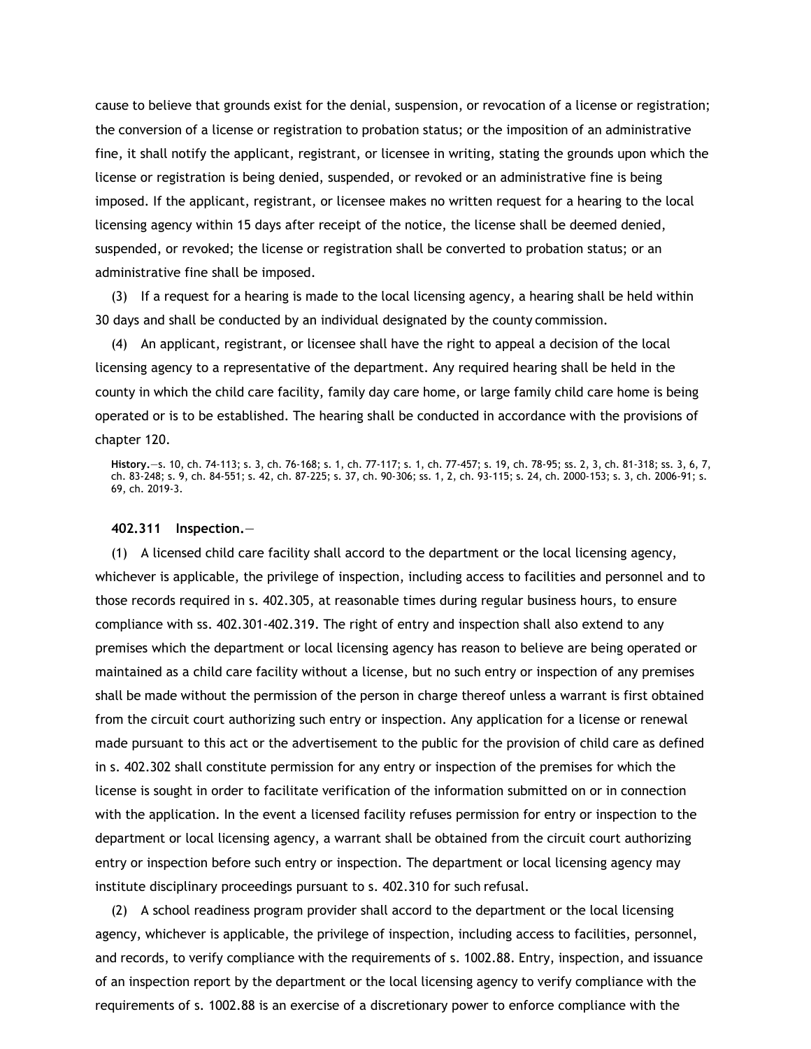cause to believe that grounds exist for the denial, suspension, or revocation of a license or registration; the conversion of a license or registration to probation status; or the imposition of an administrative fine, it shall notify the applicant, registrant, or licensee in writing, stating the grounds upon which the license or registration is being denied, suspended, or revoked or an administrative fine is being imposed. If the applicant, registrant, or licensee makes no written request for a hearing to the local licensing agency within 15 days after receipt of the notice, the license shall be deemed denied, suspended, or revoked; the license or registration shall be converted to probation status; or an administrative fine shall be imposed.

(3) If a request for a hearing is made to the local licensing agency, a hearing shall be held within 30 days and shall be conducted by an individual designated by the county commission.

(4) An applicant, registrant, or licensee shall have the right to appeal a decision of the local licensing agency to a representative of the department. Any required hearing shall be held in the county in which the child care facility, family day care home, or large family child care home is being operated or is to be established. The hearing shall be conducted in accordance with the provisions of chapter 120.

**History.**—s. 10, ch. 74-113; s. 3, ch. 76-168; s. 1, ch. 77-117; s. 1, ch. 77-457; s. 19, ch. 78-95; ss. 2, 3, ch. 81-318; ss. 3, 6, 7, ch. 83-248; s. 9, ch. 84-551; s. 42, ch. 87-225; s. 37, ch. 90-306; ss. 1, 2, ch. 93-115; s. 24, ch. 2000-153; s. 3, ch. 2006-91; s. 69, ch. 2019-3.

**402.311 Inspection.**—

(1) A licensed child care facility shall accord to the department or the local licensing agency, whichever is applicable, the privilege of inspection, including access to facilities and personnel and to those records required in s. 402.305, at reasonable times during regular business hours, to ensure compliance with ss. 402.301-402.319. The right of entry and inspection shall also extend to any premises which the department or local licensing agency has reason to believe are being operated or maintained as a child care facility without a license, but no such entry or inspection of any premises shall be made without the permission of the person in charge thereof unless a warrant is first obtained from the circuit court authorizing such entry or inspection. Any application for a license or renewal made pursuant to this act or the advertisement to the public for the provision of child care as defined in s. 402.302 shall constitute permission for any entry or inspection of the premises for which the license is sought in order to facilitate verification of the information submitted on or in connection with the application. In the event a licensed facility refuses permission for entry or inspection to the department or local licensing agency, a warrant shall be obtained from the circuit court authorizing entry or inspection before such entry or inspection. The department or local licensing agency may institute disciplinary proceedings pursuant to s. 402.310 for such refusal.

(2) A school readiness program provider shall accord to the department or the local licensing agency, whichever is applicable, the privilege of inspection, including access to facilities, personnel, and records, to verify compliance with the requirements of s. 1002.88. Entry, inspection, and issuance of an inspection report by the department or the local licensing agency to verify compliance with the requirements of s. 1002.88 is an exercise of a discretionary power to enforce compliance with the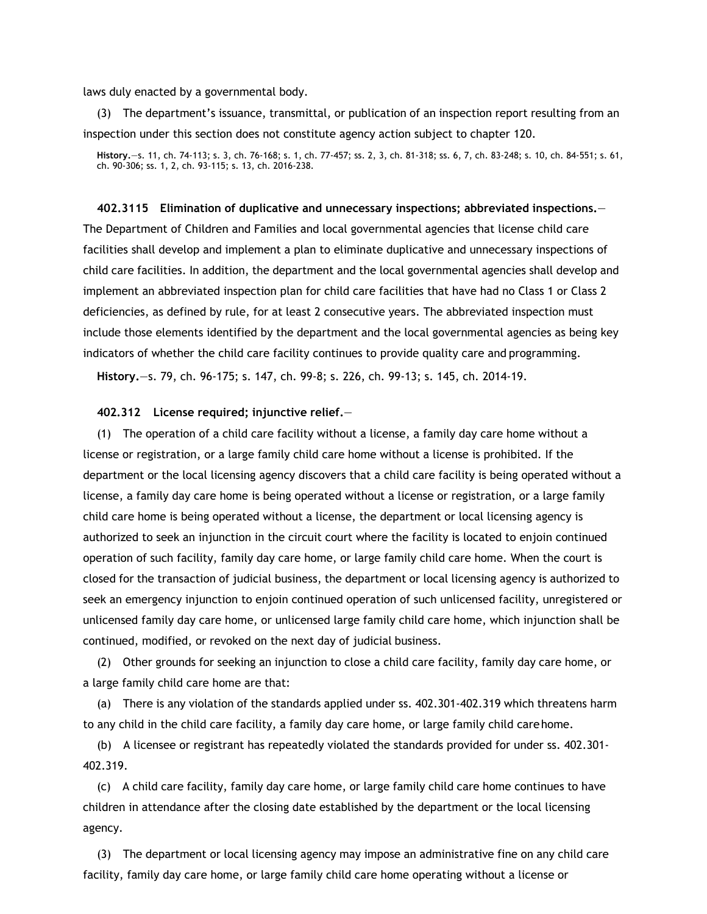laws duly enacted by a governmental body.

(3) The department's issuance, transmittal, or publication of an inspection report resulting from an inspection under this section does not constitute agency action subject to chapter 120.

**History.**—s. 11, ch. 74-113; s. 3, ch. 76-168; s. 1, ch. 77-457; ss. 2, 3, ch. 81-318; ss. 6, 7, ch. 83-248; s. 10, ch. 84-551; s. 61, ch. 90-306; ss. 1, 2, ch. 93-115; s. 13, ch. 2016-238.

**402.3115 Elimination of duplicative and unnecessary inspections; abbreviated inspections.**—The Department of Children and Families and local governmental agencies that license child care facilities shall develop and implement a plan to eliminate duplicative and unnecessary inspections of child care facilities. In addition, the department and the local governmental agencies shall develop and implement an abbreviated inspection plan for child care facilities that have had no Class 1 or Class 2 deficiencies, as defined by rule, for at least 2 consecutive years. The abbreviated inspection must include those elements identified by the department and the local governmental agencies as being key indicators of whether the child care facility continues to provide quality care and programming.

**History.**—s. 79, ch. 96-175; s. 147, ch. 99-8; s. 226, ch. 99-13; s. 145, ch. 2014-19.

**402.312 License required; injunctive relief.**—

(1) The operation of a child care facility without a license, a family day care home without a license or registration, or a large family child care home without a license is prohibited. If the department or the local licensing agency discovers that a child care facility is being operated without a license, a family day care home is being operated without a license or registration, or a large family child care home is being operated without a license, the department or local licensing agency is authorized to seek an injunction in the circuit court where the facility is located to enjoin continued operation of such facility, family day care home, or large family child care home. When the court is closed for the transaction of judicial business, the department or local licensing agency is authorized to seek an emergency injunction to enjoin continued operation of such unlicensed facility, unregistered or unlicensed family day care home, or unlicensed large family child care home, which injunction shall be continued, modified, or revoked on the next day of judicial business.

(2) Other grounds for seeking an injunction to close a child care facility, family day care home, or a large family child care home are that:

(a) There is any violation of the standards applied under ss. 402.301-402.319 which threatens harm to any child in the child care facility, a family day care home, or large family child care home.

(b) A licensee or registrant has repeatedly violated the standards provided for under ss. 402.301-402.319.

(c) A child care facility, family day care home, or large family child care home continues to have children in attendance after the closing date established by the department or the local licensing agency.

(3) The department or local licensing agency may impose an administrative fine on any child care facility, family day care home, or large family child care home operating without a license or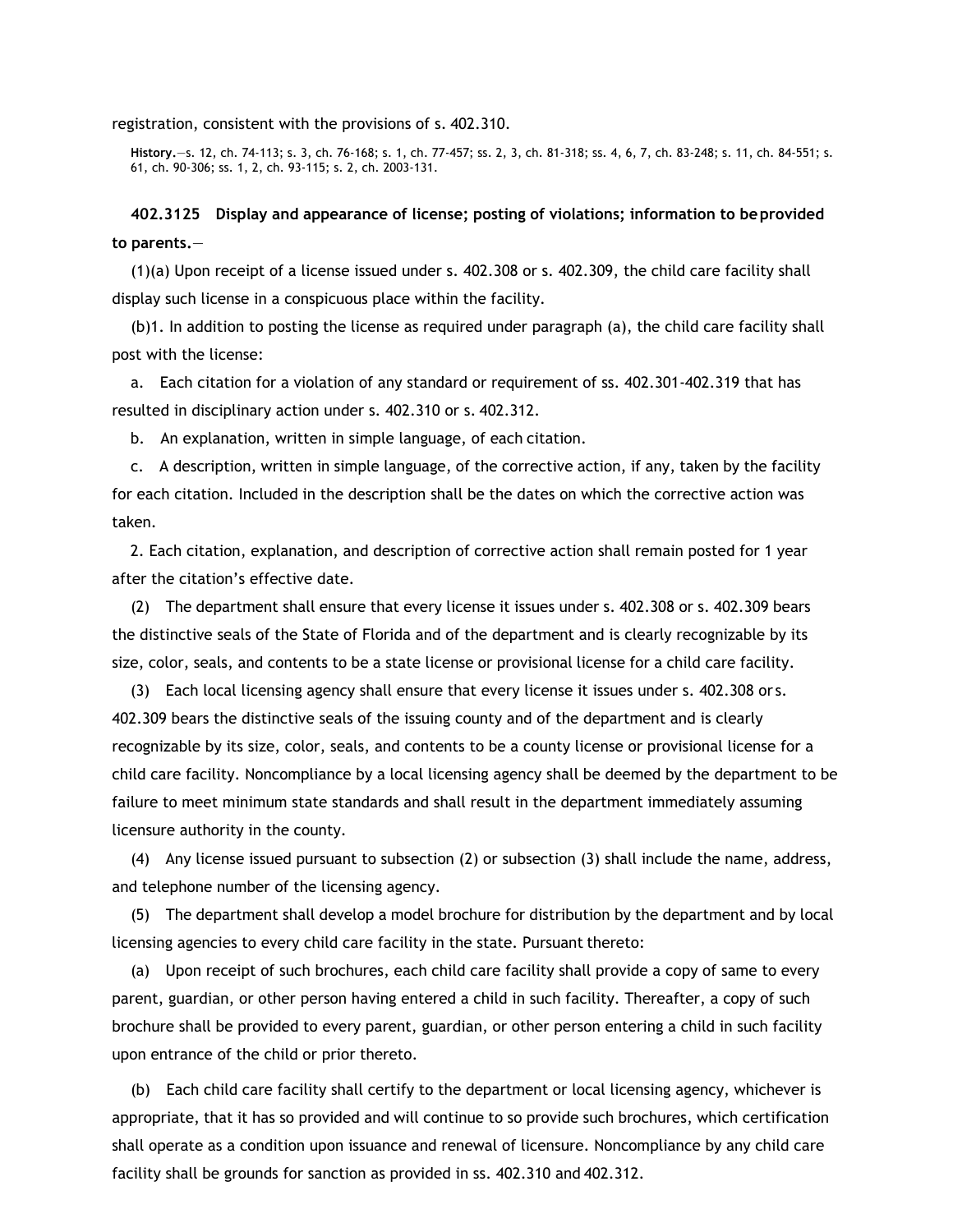registration, consistent with the provisions of s. 402.310.

History.—s. 12, ch. 74-113; s. 3, ch. 76-168; s. 1, ch. 77-457; ss. 2, 3, ch. 81-318; ss. 4, 6, 7, ch. 83-248; s. 11, ch. 84-551; s. 61, ch. 90-306; ss. 1, 2, ch. 93-115; s. 2, ch. 2003-131.

**402.3125 Display and appearance of license; posting of violations; information to be provided to parents.**—

(1)(a) Upon receipt of a license issued under s. 402.308 or s. 402.309, the child care facility shall display such license in a conspicuous place within the facility.

(b)1. In addition to posting the license as required under paragraph (a), the child care facility shall post with the license:

a. Each citation for a violation of any standard or requirement of ss. 402.301-402.319 that has resulted in disciplinary action under s. 402.310 or s. 402.312.

b. An explanation, written in simple language, of each citation.

c. A description, written in simple language, of the corrective action, if any, taken by the facility for each citation. Included in the description shall be the dates on which the corrective action was taken.

2. Each citation, explanation, and description of corrective action shall remain posted for 1 year after the citation's effective date.

(2) The department shall ensure that every license it issues under s. 402.308 or s. 402.309 bears the distinctive seals of the State of Florida and of the department and is clearly recognizable by its size, color, seals, and contents to be a state license or provisional license for a child care facility.

(3) Each local licensing agency shall ensure that every license it issues under s. 402.308 or s. 402.309 bears the distinctive seals of the issuing county and of the department and is clearly recognizable by its size, color, seals, and contents to be a county license or provisional license for a child care facility. Noncompliance by a local licensing agency shall be deemed by the department to be failure to meet minimum state standards and shall result in the department immediately assuming licensure authority in the county.

(4) Any license issued pursuant to subsection (2) or subsection (3) shall include the name, address, and telephone number of the licensing agency.

(5) The department shall develop a model brochure for distribution by the department and by local licensing agencies to every child care facility in the state. Pursuant thereto:

(a) Upon receipt of such brochures, each child care facility shall provide a copy of same to every parent, guardian, or other person having entered a child in such facility. Thereafter, a copy of such brochure shall be provided to every parent, guardian, or other person entering a child in such facility upon entrance of the child or prior thereto.

(b) Each child care facility shall certify to the department or local licensing agency, whichever is appropriate, that it has so provided and will continue to so provide such brochures, which certification shall operate as a condition upon issuance and renewal of licensure. Noncompliance by any child care facility shall be grounds for sanction as provided in ss. 402.310 and 402.312.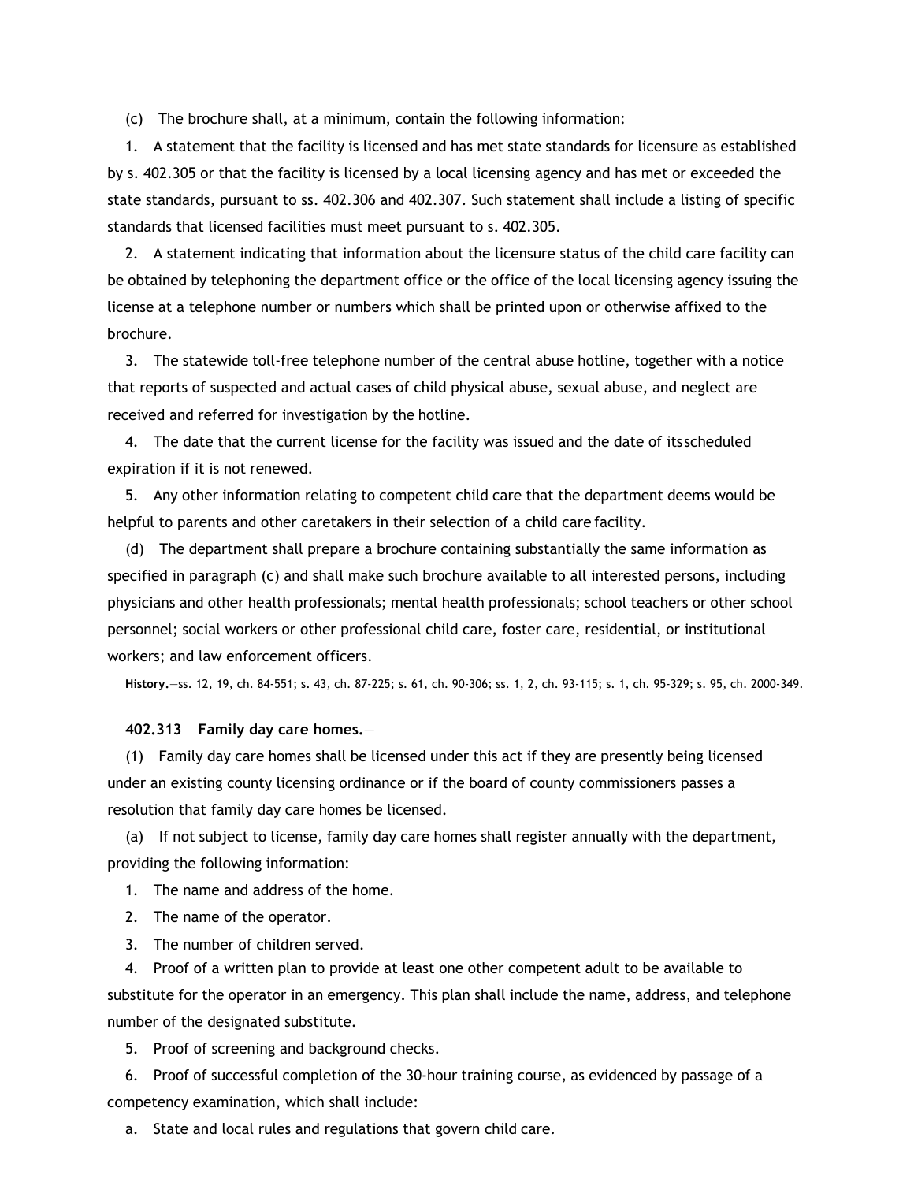(c) The brochure shall, at a minimum, contain the following information:

1. A statement that the facility is licensed and has met state standards for licensure as established by s. 402.305 or that the facility is licensed by a local licensing agency and has met or exceeded the state standards, pursuant to ss. 402.306 and 402.307. Such statement shall include a listing of specific standards that licensed facilities must meet pursuant to s. 402.305.

2. A statement indicating that information about the licensure status of the child care facility can be obtained by telephoning the department office or the office of the local licensing agency issuing the license at a telephone number or numbers which shall be printed upon or otherwise affixed to the brochure.

3. The statewide toll-free telephone number of the central abuse hotline, together with a notice that reports of suspected and actual cases of child physical abuse, sexual abuse, and neglect are received and referred for investigation by the hotline.

4. The date that the current license for the facility was issued and the date of itsscheduled expiration if it is not renewed.

5. Any other information relating to competent child care that the department deems would be helpful to parents and other caretakers in their selection of a child care facility.

(d) The department shall prepare a brochure containing substantially the same information as specified in paragraph (c) and shall make such brochure available to all interested persons, including physicians and other health professionals; mental health professionals; school teachers or other school personnel; social workers or other professional child care, foster care, residential, or institutional workers; and law enforcement officers.

**History.**—ss. 12, 19, ch. 84-551; s. 43, ch. 87-225; s. 61, ch. 90-306; ss. 1, 2, ch. 93-115; s. 1, ch. 95-329; s. 95, ch. 2000-349.

**402.313 Family day care homes.**—

(1) Family day care homes shall be licensed under this act if they are presently being licensed under an existing county licensing ordinance or if the board of county commissioners passes a resolution that family day care homes be licensed.

(a) If not subject to license, family day care homes shall register annually with the department, providing the following information:

1. The name and address of the home.

2. The name of the operator.

3. The number of children served.

4. Proof of a written plan to provide at least one other competent adult to be available to substitute for the operator in an emergency. This plan shall include the name, address, and telephone number of the designated substitute.

5. Proof of screening and background checks.

6. Proof of successful completion of the 30-hour training course, as evidenced by passage of a competency examination, which shall include:

a. State and local rules and regulations that govern child care.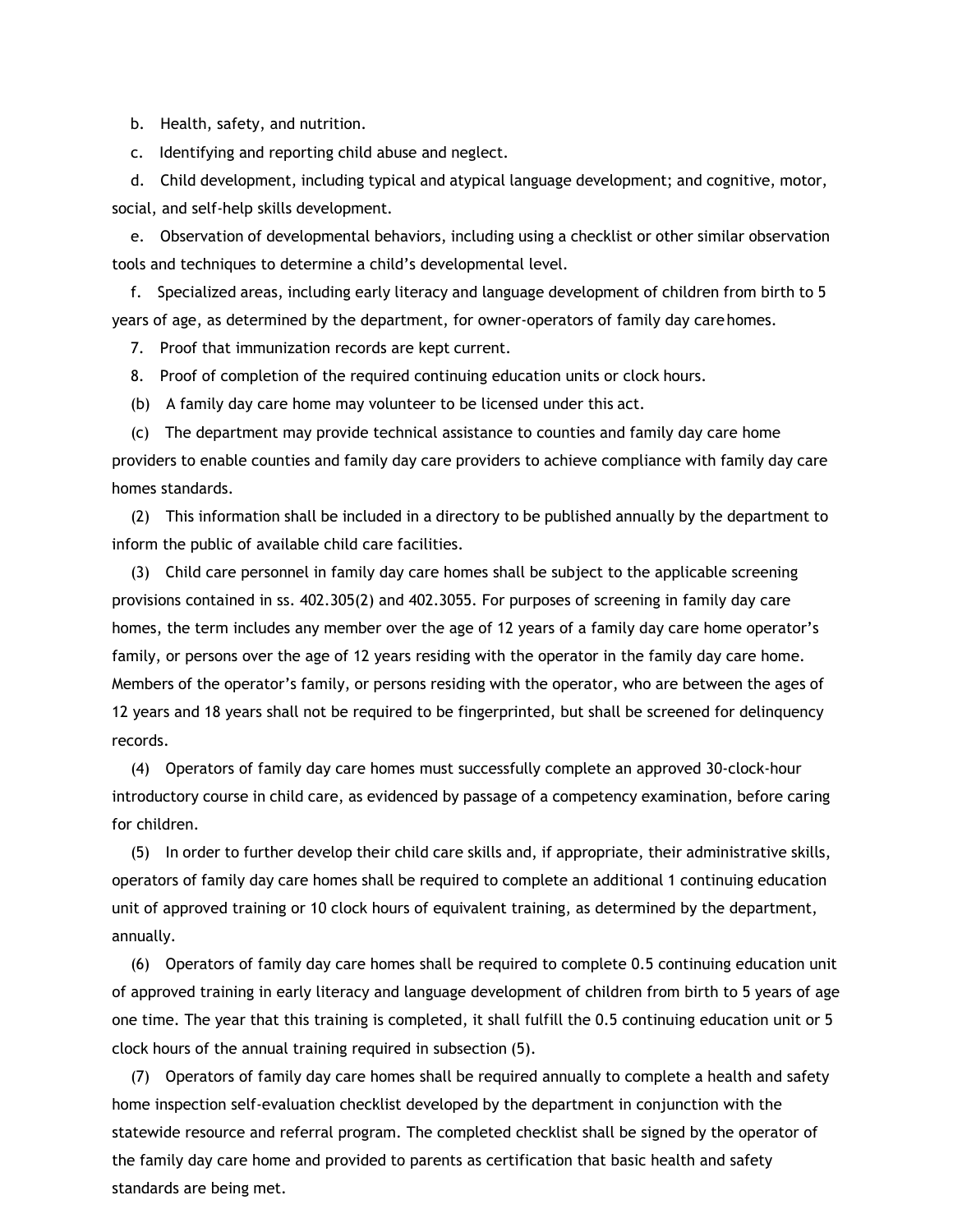b. Health, safety, and nutrition.

c. Identifying and reporting child abuse and neglect.

d. Child development, including typical and atypical language development; and cognitive, motor, social, and self-help skills development.

e. Observation of developmental behaviors, including using a checklist or other similar observation tools and techniques to determine a child's developmental level.

f. Specialized areas, including early literacy and language development of children from birth to 5 years of age, as determined by the department, for owner-operators of family day care homes.

7. Proof that immunization records are kept current.

8. Proof of completion of the required continuing education units or clock hours.

(b) A family day care home may volunteer to be licensed under this act.

(c) The department may provide technical assistance to counties and family day care home providers to enable counties and family day care providers to achieve compliance with family day care homes standards.

(2) This information shall be included in a directory to be published annually by the department to inform the public of available child care facilities.

(3) Child care personnel in family day care homes shall be subject to the applicable screening provisions contained in ss. 402.305(2) and 402.3055. For purposes of screening in family day care homes, the term includes any member over the age of 12 years of a family day care home operator's family, or persons over the age of 12 years residing with the operator in the family day care home. Members of the operator's family, or persons residing with the operator, who are between the ages of 12 years and 18 years shall not be required to be fingerprinted, but shall be screened for delinquency records.

(4) Operators of family day care homes must successfully complete an approved 30-clock-hour introductory course in child care, as evidenced by passage of a competency examination, before caring for children.

(5) In order to further develop their child care skills and, if appropriate, their administrative skills, operators of family day care homes shall be required to complete an additional 1 continuing education unit of approved training or 10 clock hours of equivalent training, as determined by the department, annually.

(6) Operators of family day care homes shall be required to complete 0.5 continuing education unit of approved training in early literacy and language development of children from birth to 5 years of age one time. The year that this training is completed, it shall fulfill the 0.5 continuing education unit or 5 clock hours of the annual training required in subsection (5).

(7) Operators of family day care homes shall be required annually to complete a health and safety home inspection self-evaluation checklist developed by the department in conjunction with the statewide resource and referral program. The completed checklist shall be signed by the operator of the family day care home and provided to parents as certification that basic health and safety standards are being met.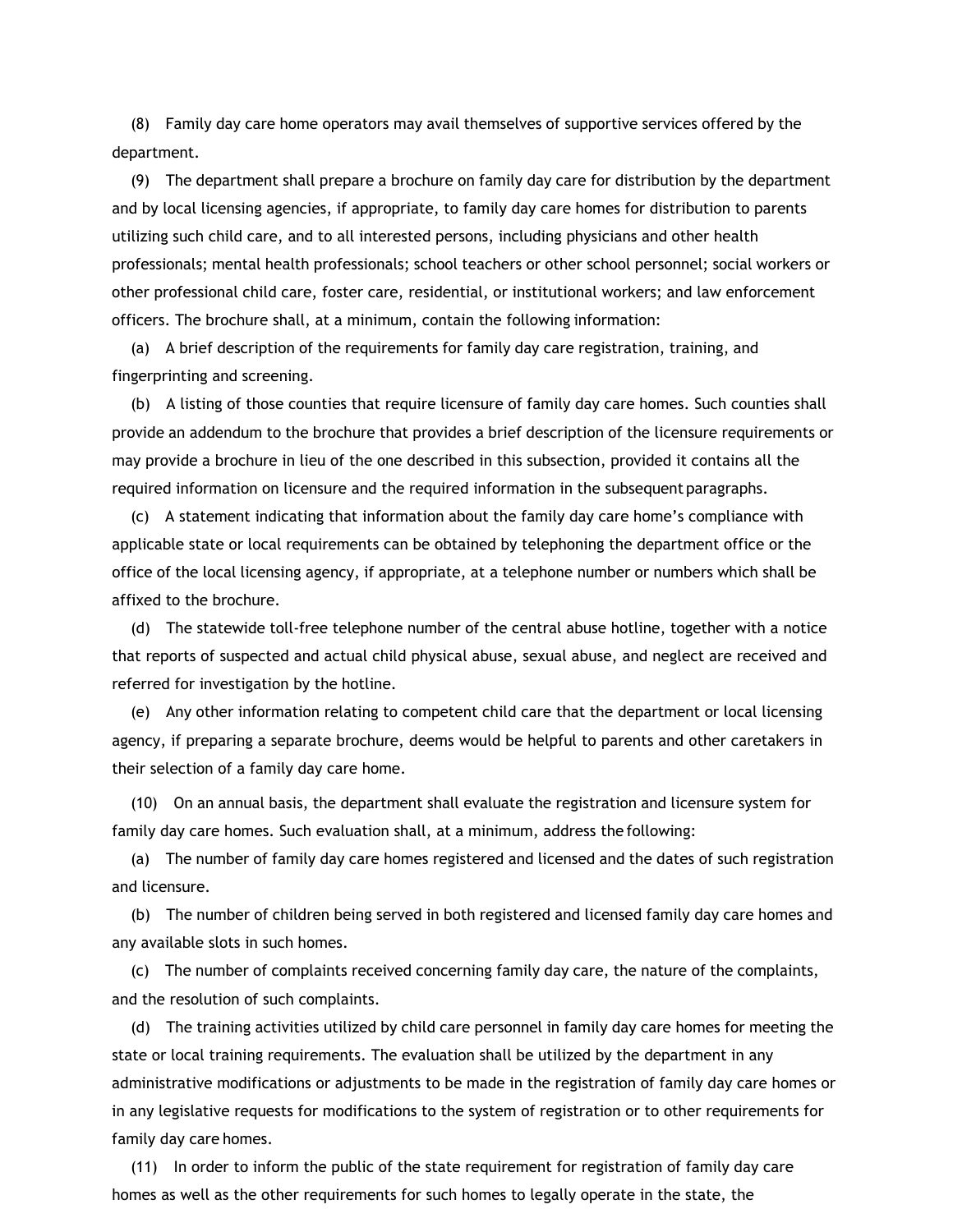(8) Family day care home operators may avail themselves of supportive services offered by the department.

(9) The department shall prepare a brochure on family day care for distribution by the department and by local licensing agencies, if appropriate, to family day care homes for distribution to parents utilizing such child care, and to all interested persons, including physicians and other health professionals; mental health professionals; school teachers or other school personnel; social workers or other professional child care, foster care, residential, or institutional workers; and law enforcement officers. The brochure shall, at a minimum, contain the following information:

(a) A brief description of the requirements for family day care registration, training, and fingerprinting and screening.

(b) A listing of those counties that require licensure of family day care homes. Such counties shall provide an addendum to the brochure that provides a brief description of the licensure requirements or may provide a brochure in lieu of the one described in this subsection, provided it contains all the required information on licensure and the required information in the subsequent paragraphs.

(c) A statement indicating that information about the family day care home's compliance with applicable state or local requirements can be obtained by telephoning the department office or the office of the local licensing agency, if appropriate, at a telephone number or numbers which shall be affixed to the brochure.

(d) The statewide toll-free telephone number of the central abuse hotline, together with a notice that reports of suspected and actual child physical abuse, sexual abuse, and neglect are received and referred for investigation by the hotline.

(e) Any other information relating to competent child care that the department or local licensing agency, if preparing a separate brochure, deems would be helpful to parents and other caretakers in their selection of a family day care home.

(10) On an annual basis, the department shall evaluate the registration and licensure system for family day care homes. Such evaluation shall, at a minimum, address the following:

(a) The number of family day care homes registered and licensed and the dates of such registration and licensure.

(b) The number of children being served in both registered and licensed family day care homes and any available slots in such homes.

(c) The number of complaints received concerning family day care, the nature of the complaints, and the resolution of such complaints.

(d) The training activities utilized by child care personnel in family day care homes for meeting the state or local training requirements. The evaluation shall be utilized by the department in any administrative modifications or adjustments to be made in the registration of family day care homes or in any legislative requests for modifications to the system of registration or to other requirements for family day care homes.

(11) In order to inform the public of the state requirement for registration of family day care homes as well as the other requirements for such homes to legally operate in the state, the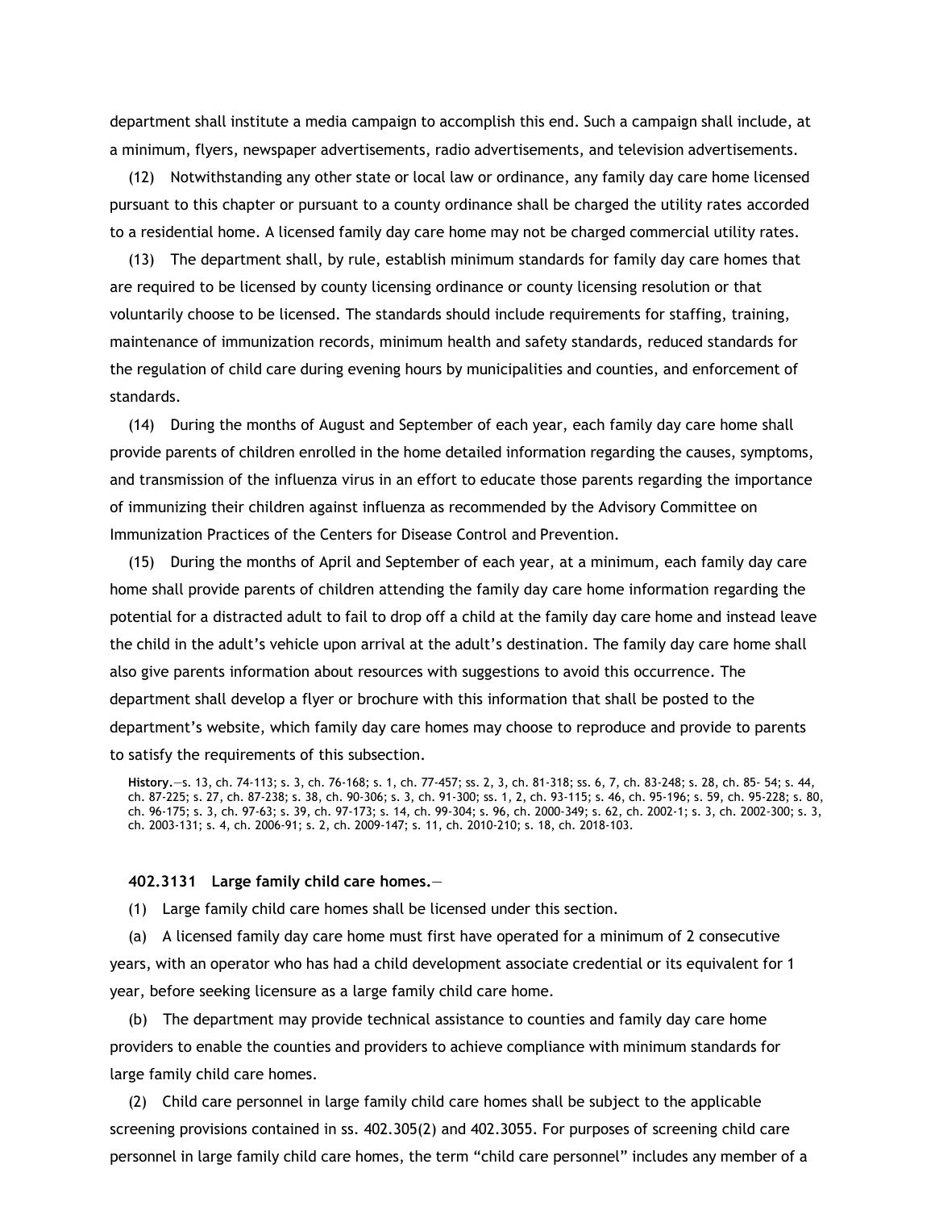department shall institute a media campaign to accomplish this end. Such a campaign shall include, at a minimum, flyers, newspaper advertisements, radio advertisements, and television advertisements.

(12) Notwithstanding any other state or local law or ordinance, any family day care home licensed pursuant to this chapter or pursuant to a county ordinance shall be charged the utility rates accorded to a residential home. A licensed family day care home may not be charged commercial utility rates.

(13) The department shall, by rule, establish minimum standards for family day care homes that are required to be licensed by county licensing ordinance or county licensing resolution or that voluntarily choose to be licensed. The standards should include requirements for staffing, training, maintenance of immunization records, minimum health and safety standards, reduced standards for the regulation of child care during evening hours by municipalities and counties, and enforcement of standards.

(14) During the months of August and September of each year, each family day care home shall provide parents of children enrolled in the home detailed information regarding the causes, symptoms, and transmission of the influenza virus in an effort to educate those parents regarding the importance of immunizing their children against influenza as recommended by the Advisory Committee on Immunization Practices of the Centers for Disease Control and Prevention.

(15) During the months of April and September of each year, at a minimum, each family day care home shall provide parents of children attending the family day care home information regarding the potential for a distracted adult to fail to drop off a child at the family day care home and instead leave the child in the adult’s vehicle upon arrival at the adult’s destination. The family day care home shall also give parents information about resources with suggestions to avoid this occurrence. The department shall develop a flyer or brochure with this information that shall be posted to the department’s website, which family day care homes may choose to reproduce and provide to parents to satisfy the requirements of this subsection.

**History.**—s. 13, ch. 74-113; s. 3, ch. 76-168; s. 1, ch. 77-457; ss. 2, 3, ch. 81-318; ss. 6, 7, ch. 83-248; s. 28, ch. 85- 54; s. 44, ch. 87-225; s. 27, ch. 87-238; s. 38, ch. 90-306; s. 3, ch. 91-300; ss. 1, 2, ch. 93-115; s. 46, ch. 95-196; s. 59, ch. 95-228; s. 80, ch. 96-175; s. 3, ch. 97-63; s. 39, ch. 97-173; s. 14, ch. 99-304; s. 96, ch. 2000-349; s. 62, ch. 2002-1; s. 3, ch. 2002-300; s. 3, ch. 2003-131; s. 4, ch. 2006-91; s. 2, ch. 2009-147; s. 11, ch. 2010-210; s. 18, ch. 2018-103.

**402.3131 Large family child care homes.**—

(1) Large family child care homes shall be licensed under this section.

(a) A licensed family day care home must first have operated for a minimum of 2 consecutive years, with an operator who has had a child development associate credential or its equivalent for 1 year, before seeking licensure as a large family child care home.

(b) The department may provide technical assistance to counties and family day care home providers to enable the counties and providers to achieve compliance with minimum standards for large family child care homes.

(2) Child care personnel in large family child care homes shall be subject to the applicable screening provisions contained in ss. 402.305(2) and 402.3055. For purposes of screening child care personnel in large family child care homes, the term “child care personnel” includes any member of a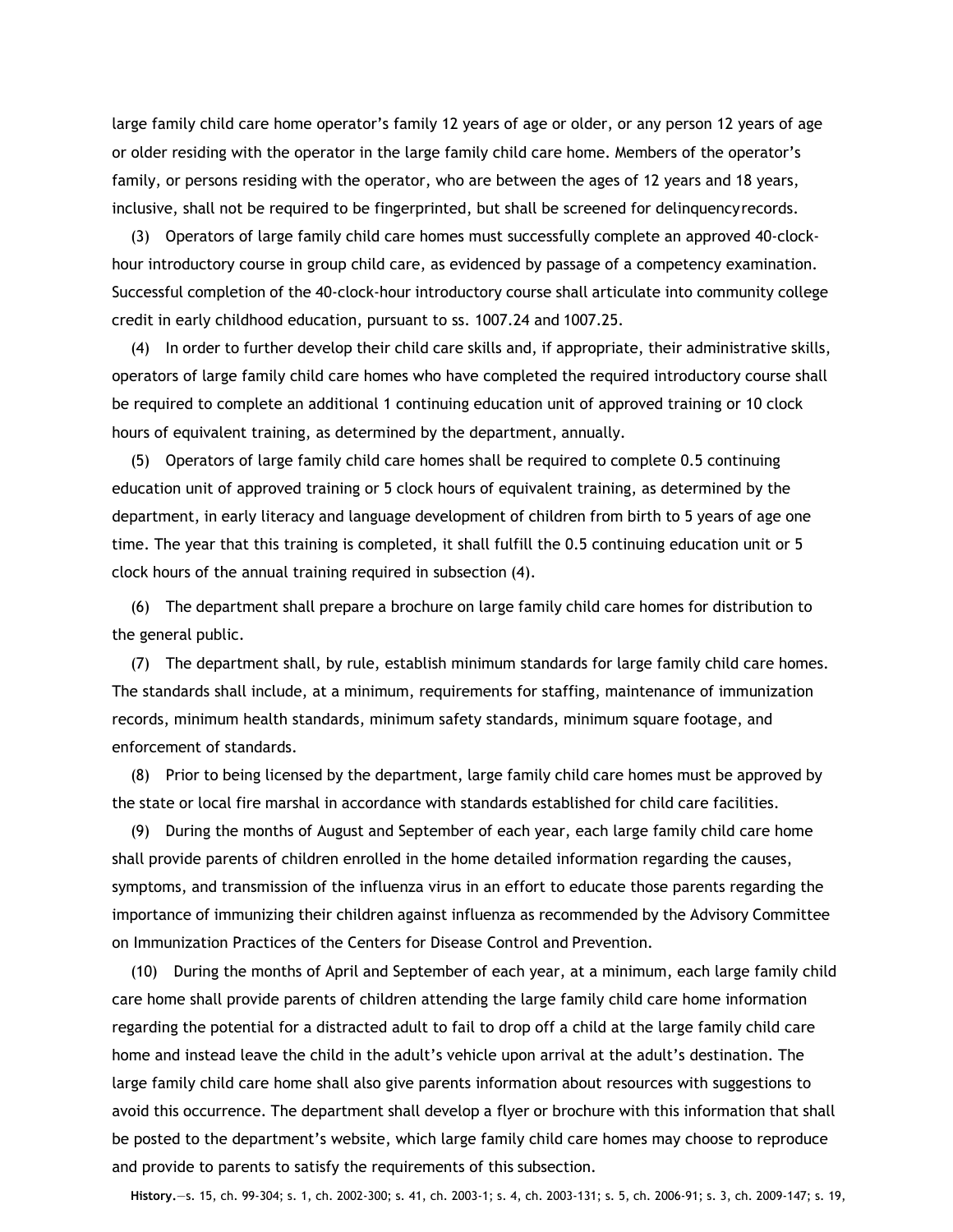large family child care home operator's family 12 years of age or older, or any person 12 years of age or older residing with the operator in the large family child care home. Members of the operator's family, or persons residing with the operator, who are between the ages of 12 years and 18 years, inclusive, shall not be required to be fingerprinted, but shall be screened for delinquency records.

(3) Operators of large family child care homes must successfully complete an approved 40-clock-hour introductory course in group child care, as evidenced by passage of a competency examination. Successful completion of the 40-clock-hour introductory course shall articulate into community college credit in early childhood education, pursuant to ss. 1007.24 and 1007.25.

(4) In order to further develop their child care skills and, if appropriate, their administrative skills, operators of large family child care homes who have completed the required introductory course shall be required to complete an additional 1 continuing education unit of approved training or 10 clock hours of equivalent training, as determined by the department, annually.

(5) Operators of large family child care homes shall be required to complete 0.5 continuing education unit of approved training or 5 clock hours of equivalent training, as determined by the department, in early literacy and language development of children from birth to 5 years of age one time. The year that this training is completed, it shall fulfill the 0.5 continuing education unit or 5 clock hours of the annual training required in subsection (4).

(6) The department shall prepare a brochure on large family child care homes for distribution to the general public.

(7) The department shall, by rule, establish minimum standards for large family child care homes. The standards shall include, at a minimum, requirements for staffing, maintenance of immunization records, minimum health standards, minimum safety standards, minimum square footage, and enforcement of standards.

(8) Prior to being licensed by the department, large family child care homes must be approved by the state or local fire marshal in accordance with standards established for child care facilities.

(9) During the months of August and September of each year, each large family child care home shall provide parents of children enrolled in the home detailed information regarding the causes, symptoms, and transmission of the influenza virus in an effort to educate those parents regarding the importance of immunizing their children against influenza as recommended by the Advisory Committee on Immunization Practices of the Centers for Disease Control and Prevention.

(10) During the months of April and September of each year, at a minimum, each large family child care home shall provide parents of children attending the large family child care home information regarding the potential for a distracted adult to fail to drop off a child at the large family child care home and instead leave the child in the adult's vehicle upon arrival at the adult's destination. The large family child care home shall also give parents information about resources with suggestions to avoid this occurrence. The department shall develop a flyer or brochure with this information that shall be posted to the department's website, which large family child care homes may choose to reproduce and provide to parents to satisfy the requirements of this subsection.

**History.**—s. 15, ch. 99-304; s. 1, ch. 2002-300; s. 41, ch. 2003-1; s. 4, ch. 2003-131; s. 5, ch. 2006-91; s. 3, ch. 2009-147; s. 19,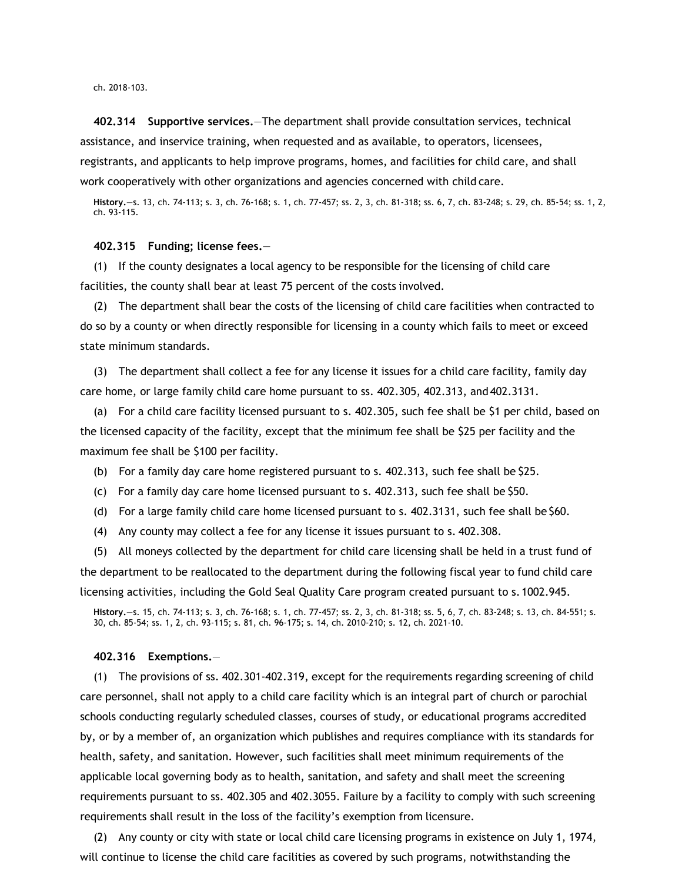ch. 2018-103.

**402.314 Supportive services.**—The department shall provide consultation services, technical assistance, and inservice training, when requested and as available, to operators, licensees, registrants, and applicants to help improve programs, homes, and facilities for child care, and shall work cooperatively with other organizations and agencies concerned with child care.

**History.**—s. 13, ch. 74-113; s. 3, ch. 76-168; s. 1, ch. 77-457; ss. 2, 3, ch. 81-318; ss. 6, 7, ch. 83-248; s. 29, ch. 85-54; ss. 1, 2, ch. 93-115.

**402.315 Funding; license fees.**—

(1) If the county designates a local agency to be responsible for the licensing of child care facilities, the county shall bear at least 75 percent of the costs involved.

(2) The department shall bear the costs of the licensing of child care facilities when contracted to do so by a county or when directly responsible for licensing in a county which fails to meet or exceed state minimum standards.

(3) The department shall collect a fee for any license it issues for a child care facility, family day care home, or large family child care home pursuant to ss. 402.305, 402.313, and 402.3131.

(a) For a child care facility licensed pursuant to s. 402.305, such fee shall be $1 per child, based on the licensed capacity of the facility, except that the minimum fee shall be $25 per facility and the maximum fee shall be $100 per facility.

(b) For a family day care home registered pursuant to s. 402.313, such fee shall be $25.

(c) For a family day care home licensed pursuant to s. 402.313, such fee shall be $50.

(d) For a large family child care home licensed pursuant to s. 402.3131, such fee shall be $60.

(4) Any county may collect a fee for any license it issues pursuant to s. 402.308.

(5) All moneys collected by the department for child care licensing shall be held in a trust fund of the department to be reallocated to the department during the following fiscal year to fund child care licensing activities, including the Gold Seal Quality Care program created pursuant to s. 1002.945.

**History.**—s. 15, ch. 74-113; s. 3, ch. 76-168; s. 1, ch. 77-457; ss. 2, 3, ch. 81-318; ss. 5, 6, 7, ch. 83-248; s. 13, ch. 84-551; s. 30, ch. 85-54; ss. 1, 2, ch. 93-115; s. 81, ch. 96-175; s. 14, ch. 2010-210; s. 12, ch. 2021-10.

**402.316 Exemptions.**—

(1) The provisions of ss. 402.301-402.319, except for the requirements regarding screening of child care personnel, shall not apply to a child care facility which is an integral part of church or parochial schools conducting regularly scheduled classes, courses of study, or educational programs accredited by, or by a member of, an organization which publishes and requires compliance with its standards for health, safety, and sanitation. However, such facilities shall meet minimum requirements of the applicable local governing body as to health, sanitation, and safety and shall meet the screening requirements pursuant to ss. 402.305 and 402.3055. Failure by a facility to comply with such screening requirements shall result in the loss of the facility's exemption from licensure.

(2) Any county or city with state or local child care licensing programs in existence on July 1, 1974, will continue to license the child care facilities as covered by such programs, notwithstanding the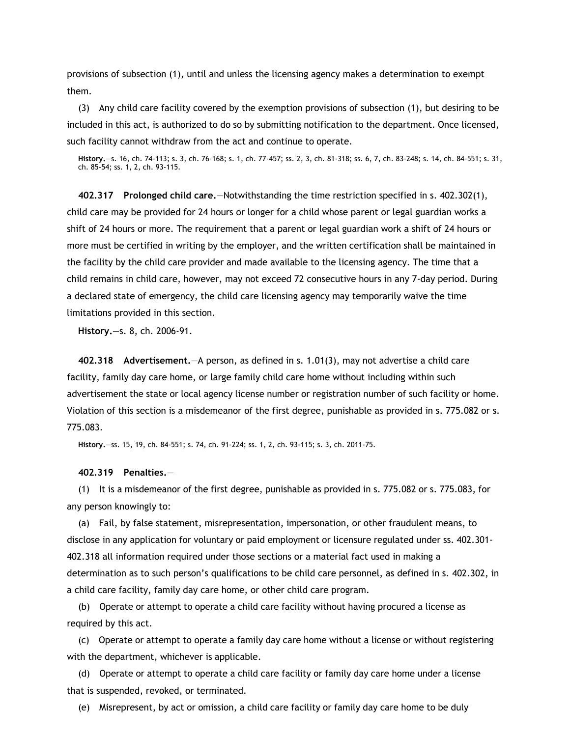provisions of subsection (1), until and unless the licensing agency makes a determination to exempt them.

(3) Any child care facility covered by the exemption provisions of subsection (1), but desiring to be included in this act, is authorized to do so by submitting notification to the department. Once licensed, such facility cannot withdraw from the act and continue to operate.

**History.**—s. 16, ch. 74-113; s. 3, ch. 76-168; s. 1, ch. 77-457; ss. 2, 3, ch. 81-318; ss. 6, 7, ch. 83-248; s. 14, ch. 84-551; s. 31, ch. 85-54; ss. 1, 2, ch. 93-115.

**402.317 Prolonged child care.**—Notwithstanding the time restriction specified in s. 402.302(1), child care may be provided for 24 hours or longer for a child whose parent or legal guardian works a shift of 24 hours or more. The requirement that a parent or legal guardian work a shift of 24 hours or more must be certified in writing by the employer, and the written certification shall be maintained in the facility by the child care provider and made available to the licensing agency. The time that a child remains in child care, however, may not exceed 72 consecutive hours in any 7-day period. During a declared state of emergency, the child care licensing agency may temporarily waive the time limitations provided in this section.

**History.**—s. 8, ch. 2006-91.

**402.318 Advertisement.**—A person, as defined in s. 1.01(3), may not advertise a child care facility, family day care home, or large family child care home without including within such advertisement the state or local agency license number or registration number of such facility or home. Violation of this section is a misdemeanor of the first degree, punishable as provided in s. 775.082 or s. 775.083.

**History.**—ss. 15, 19, ch. 84-551; s. 74, ch. 91-224; ss. 1, 2, ch. 93-115; s. 3, ch. 2011-75.

**402.319 Penalties.**—

(1) It is a misdemeanor of the first degree, punishable as provided in s. 775.082 or s. 775.083, for any person knowingly to:

(a) Fail, by false statement, misrepresentation, impersonation, or other fraudulent means, to disclose in any application for voluntary or paid employment or licensure regulated under ss. 402.301-402.318 all information required under those sections or a material fact used in making a determination as to such person's qualifications to be child care personnel, as defined in s. 402.302, in a child care facility, family day care home, or other child care program.

(b) Operate or attempt to operate a child care facility without having procured a license as required by this act.

(c) Operate or attempt to operate a family day care home without a license or without registering with the department, whichever is applicable.

(d) Operate or attempt to operate a child care facility or family day care home under a license that is suspended, revoked, or terminated.

(e) Misrepresent, by act or omission, a child care facility or family day care home to be duly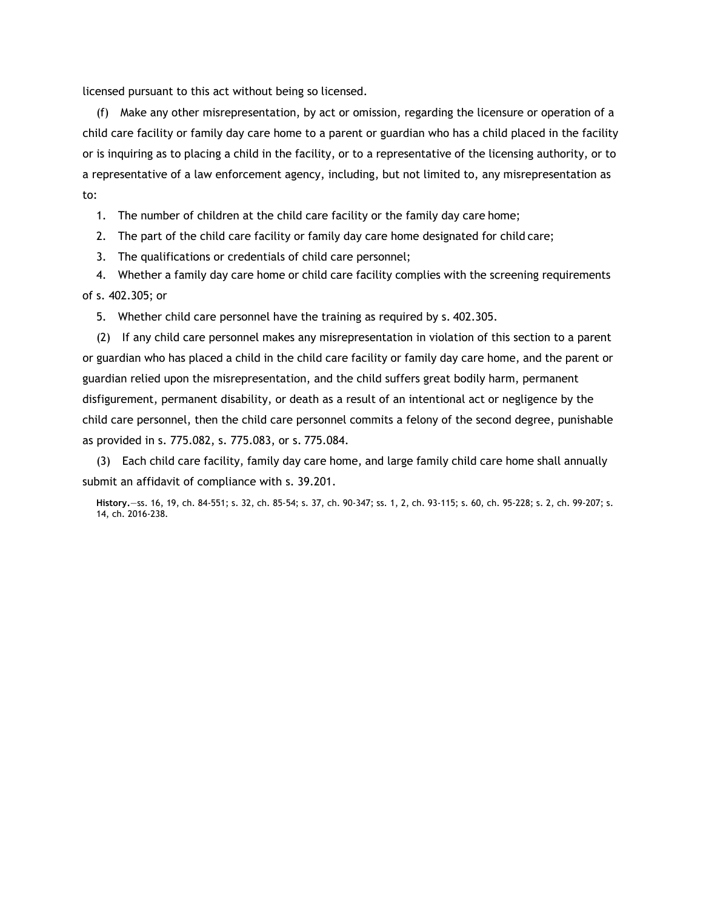licensed pursuant to this act without being so licensed.

(f) Make any other misrepresentation, by act or omission, regarding the licensure or operation of a child care facility or family day care home to a parent or guardian who has a child placed in the facility or is inquiring as to placing a child in the facility, or to a representative of the licensing authority, or to a representative of a law enforcement agency, including, but not limited to, any misrepresentation as to:

1. The number of children at the child care facility or the family day care home;

2. The part of the child care facility or family day care home designated for child care;

3. The qualifications or credentials of child care personnel;

4. Whether a family day care home or child care facility complies with the screening requirements of s. 402.305; or

5. Whether child care personnel have the training as required by s. 402.305.

(2) If any child care personnel makes any misrepresentation in violation of this section to a parent or guardian who has placed a child in the child care facility or family day care home, and the parent or guardian relied upon the misrepresentation, and the child suffers great bodily harm, permanent disfigurement, permanent disability, or death as a result of an intentional act or negligence by the child care personnel, then the child care personnel commits a felony of the second degree, punishable as provided in s. 775.082, s. 775.083, or s. 775.084.

(3) Each child care facility, family day care home, and large family child care home shall annually submit an affidavit of compliance with s. 39.201.

**History.**—ss. 16, 19, ch. 84-551; s. 32, ch. 85-54; s. 37, ch. 90-347; ss. 1, 2, ch. 93-115; s. 60, ch. 95-228; s. 2, ch. 99-207; s. 14, ch. 2016-238.